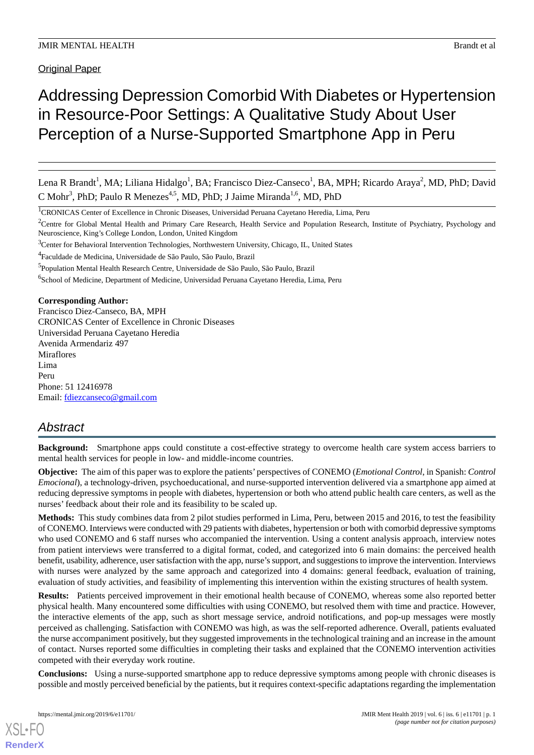Original Paper

# Addressing Depression Comorbid With Diabetes or Hypertension in Resource-Poor Settings: A Qualitative Study About User Perception of a Nurse-Supported Smartphone App in Peru

Lena R Brandt[1], MA; Liliana Hidalgo[1], BA; Francisco Diez-Canseco[1], BA, MPH; Ricardo Araya[2], MD, PhD; David C Mohr[3], PhD; Paulo R Menezes[4,5], MD, PhD; J Jaime Miranda[1,6], MD, PhD

[1]CRONICAS Center of Excellence in Chronic Diseases, Universidad Peruana Cayetano Heredia, Lima, Peru

[2]Centre for Global Mental Health and Primary Care Research, Health Service and Population Research, Institute of Psychiatry, Psychology and Neuroscience, King's College London, London, United Kingdom

[3]Center for Behavioral Intervention Technologies, Northwestern University, Chicago, IL, United States

[4]Faculdade de Medicina, Universidade de São Paulo, São Paulo, Brazil

[5]Population Mental Health Research Centre, Universidade de São Paulo, São Paulo, Brazil

[6]School of Medicine, Department of Medicine, Universidad Peruana Cayetano Heredia, Lima, Peru

**Corresponding Author:**
Francisco Diez-Canseco, BA, MPH
CRONICAS Center of Excellence in Chronic Diseases
Universidad Peruana Cayetano Heredia
Avenida Armendariz 497
Miraflores
Lima
Peru
Phone: 51 12416978
Email: fdiezcanseco@gmail.com

## Abstract

**Background:** Smartphone apps could constitute a cost-effective strategy to overcome health care system access barriers to mental health services for people in low- and middle-income countries.

**Objective:** The aim of this paper was to explore the patients' perspectives of CONEMO (*Emotional Control*, in Spanish: *Control Emocional*), a technology-driven, psychoeducational, and nurse-supported intervention delivered via a smartphone app aimed at reducing depressive symptoms in people with diabetes, hypertension or both who attend public health care centers, as well as the nurses' feedback about their role and its feasibility to be scaled up.

**Methods:** This study combines data from 2 pilot studies performed in Lima, Peru, between 2015 and 2016, to test the feasibility of CONEMO. Interviews were conducted with 29 patients with diabetes, hypertension or both with comorbid depressive symptoms who used CONEMO and 6 staff nurses who accompanied the intervention. Using a content analysis approach, interview notes from patient interviews were transferred to a digital format, coded, and categorized into 6 main domains: the perceived health benefit, usability, adherence, user satisfaction with the app, nurse's support, and suggestions to improve the intervention. Interviews with nurses were analyzed by the same approach and categorized into 4 domains: general feedback, evaluation of training, evaluation of study activities, and feasibility of implementing this intervention within the existing structures of health system.

**Results:** Patients perceived improvement in their emotional health because of CONEMO, whereas some also reported better physical health. Many encountered some difficulties with using CONEMO, but resolved them with time and practice. However, the interactive elements of the app, such as short message service, android notifications, and pop-up messages were mostly perceived as challenging. Satisfaction with CONEMO was high, as was the self-reported adherence. Overall, patients evaluated the nurse accompaniment positively, but they suggested improvements in the technological training and an increase in the amount of contact. Nurses reported some difficulties in completing their tasks and explained that the CONEMO intervention activities competed with their everyday work routine.

**Conclusions:** Using a nurse-supported smartphone app to reduce depressive symptoms among people with chronic diseases is possible and mostly perceived beneficial by the patients, but it requires context-specific adaptations regarding the implementation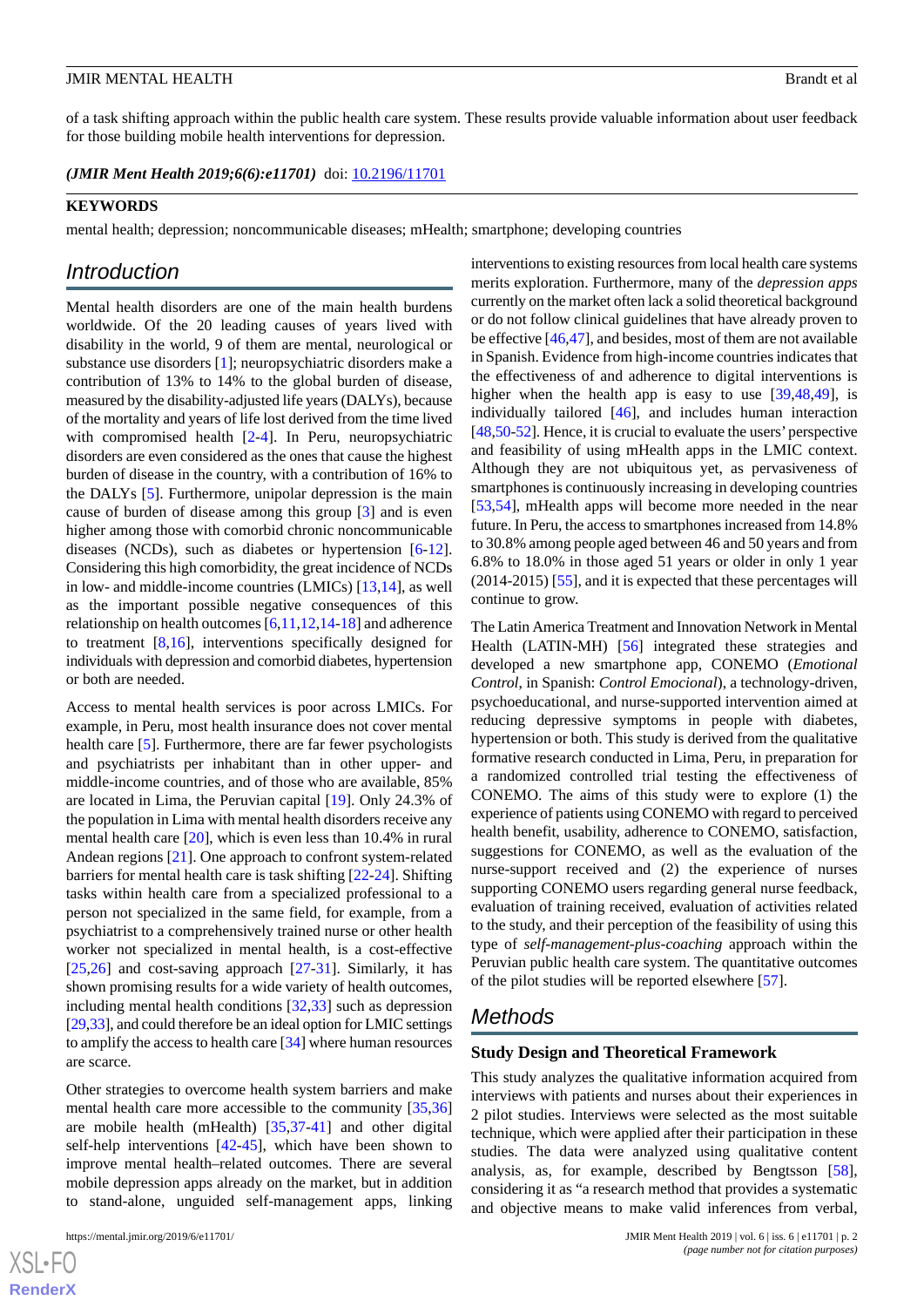of a task shifting approach within the public health care system. These results provide valuable information about user feedback for those building mobile health interventions for depression.

***(JMIR Ment Health 2019;6(6):e11701)*** doi: 10.2196/11701

**KEYWORDS**

mental health; depression; noncommunicable diseases; mHealth; smartphone; developing countries

## Introduction

Mental health disorders are one of the main health burdens worldwide. Of the 20 leading causes of years lived with disability in the world, 9 of them are mental, neurological or substance use disorders [1]; neuropsychiatric disorders make a contribution of 13% to 14% to the global burden of disease, measured by the disability-adjusted life years (DALYs), because of the mortality and years of life lost derived from the time lived with compromised health [2-4]. In Peru, neuropsychiatric disorders are even considered as the ones that cause the highest burden of disease in the country, with a contribution of 16% to the DALYs [5]. Furthermore, unipolar depression is the main cause of burden of disease among this group [3] and is even higher among those with comorbid chronic noncommunicable diseases (NCDs), such as diabetes or hypertension [6-12]. Considering this high comorbidity, the great incidence of NCDs in low- and middle-income countries (LMICs) [13,14], as well as the important possible negative consequences of this relationship on health outcomes [6,11,12,14-18] and adherence to treatment [8,16], interventions specifically designed for individuals with depression and comorbid diabetes, hypertension or both are needed.

Access to mental health services is poor across LMICs. For example, in Peru, most health insurance does not cover mental health care [5]. Furthermore, there are far fewer psychologists and psychiatrists per inhabitant than in other upper- and middle-income countries, and of those who are available, 85% are located in Lima, the Peruvian capital [19]. Only 24.3% of the population in Lima with mental health disorders receive any mental health care [20], which is even less than 10.4% in rural Andean regions [21]. One approach to confront system-related barriers for mental health care is task shifting [22-24]. Shifting tasks within health care from a specialized professional to a person not specialized in the same field, for example, from a psychiatrist to a comprehensively trained nurse or other health worker not specialized in mental health, is a cost-effective [25,26] and cost-saving approach [27-31]. Similarly, it has shown promising results for a wide variety of health outcomes, including mental health conditions [32,33] such as depression [29,33], and could therefore be an ideal option for LMIC settings to amplify the access to health care [34] where human resources are scarce.

Other strategies to overcome health system barriers and make mental health care more accessible to the community [35,36] are mobile health (mHealth) [35,37-41] and other digital self-help interventions [42-45], which have been shown to improve mental health–related outcomes. There are several mobile depression apps already on the market, but in addition to stand-alone, unguided self-management apps, linking interventions to existing resources from local health care systems merits exploration. Furthermore, many of the *depression apps* currently on the market often lack a solid theoretical background or do not follow clinical guidelines that have already proven to be effective [46,47], and besides, most of them are not available in Spanish. Evidence from high-income countries indicates that the effectiveness of and adherence to digital interventions is higher when the health app is easy to use [39,48,49], is individually tailored [46], and includes human interaction [48,50-52]. Hence, it is crucial to evaluate the users' perspective and feasibility of using mHealth apps in the LMIC context. Although they are not ubiquitous yet, as pervasiveness of smartphones is continuously increasing in developing countries [53,54], mHealth apps will become more needed in the near future. In Peru, the access to smartphones increased from 14.8% to 30.8% among people aged between 46 and 50 years and from 6.8% to 18.0% in those aged 51 years or older in only 1 year (2014-2015) [55], and it is expected that these percentages will continue to grow.

The Latin America Treatment and Innovation Network in Mental Health (LATIN-MH) [56] integrated these strategies and developed a new smartphone app, CONEMO (*Emotional Control*, in Spanish: *Control Emocional*), a technology-driven, psychoeducational, and nurse-supported intervention aimed at reducing depressive symptoms in people with diabetes, hypertension or both. This study is derived from the qualitative formative research conducted in Lima, Peru, in preparation for a randomized controlled trial testing the effectiveness of CONEMO. The aims of this study were to explore (1) the experience of patients using CONEMO with regard to perceived health benefit, usability, adherence to CONEMO, satisfaction, suggestions for CONEMO, as well as the evaluation of the nurse-support received and (2) the experience of nurses supporting CONEMO users regarding general nurse feedback, evaluation of training received, evaluation of activities related to the study, and their perception of the feasibility of using this type of *self-management-plus-coaching* approach within the Peruvian public health care system. The quantitative outcomes of the pilot studies will be reported elsewhere [57].

## Methods

### Study Design and Theoretical Framework

This study analyzes the qualitative information acquired from interviews with patients and nurses about their experiences in 2 pilot studies. Interviews were selected as the most suitable technique, which were applied after their participation in these studies. The data were analyzed using qualitative content analysis, as, for example, described by Bengtsson [58], considering it as "a research method that provides a systematic and objective means to make valid inferences from verbal,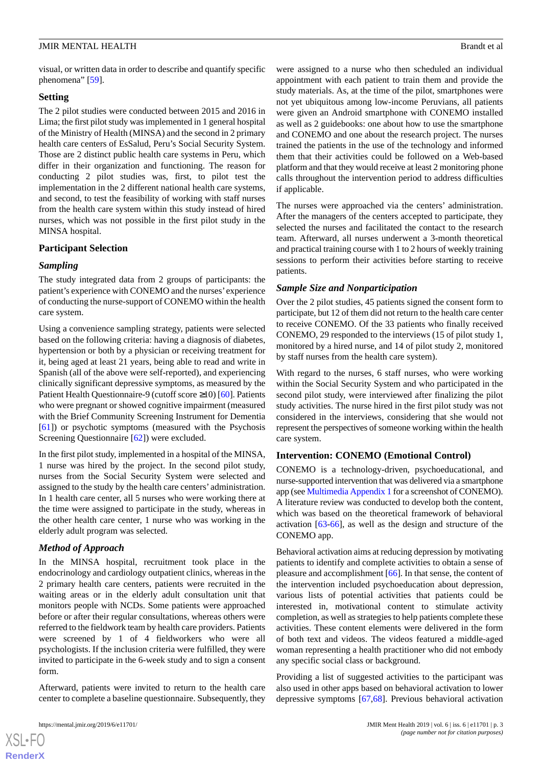visual, or written data in order to describe and quantify specific phenomena" [59].

## Setting

The 2 pilot studies were conducted between 2015 and 2016 in Lima; the first pilot study was implemented in 1 general hospital of the Ministry of Health (MINSA) and the second in 2 primary health care centers of EsSalud, Peru's Social Security System. Those are 2 distinct public health care systems in Peru, which differ in their organization and functioning. The reason for conducting 2 pilot studies was, first, to pilot test the implementation in the 2 different national health care systems, and second, to test the feasibility of working with staff nurses from the health care system within this study instead of hired nurses, which was not possible in the first pilot study in the MINSA hospital.

## Participant Selection

### Sampling

The study integrated data from 2 groups of participants: the patient's experience with CONEMO and the nurses' experience of conducting the nurse-support of CONEMO within the health care system.

Using a convenience sampling strategy, patients were selected based on the following criteria: having a diagnosis of diabetes, hypertension or both by a physician or receiving treatment for it, being aged at least 21 years, being able to read and write in Spanish (all of the above were self-reported), and experiencing clinically significant depressive symptoms, as measured by the Patient Health Questionnaire-9 (cutoff score ≥10) [60]. Patients who were pregnant or showed cognitive impairment (measured with the Brief Community Screening Instrument for Dementia [61]) or psychotic symptoms (measured with the Psychosis Screening Questionnaire [62]) were excluded.

In the first pilot study, implemented in a hospital of the MINSA, 1 nurse was hired by the project. In the second pilot study, nurses from the Social Security System were selected and assigned to the study by the health care centers' administration. In 1 health care center, all 5 nurses who were working there at the time were assigned to participate in the study, whereas in the other health care center, 1 nurse who was working in the elderly adult program was selected.

### Method of Approach

In the MINSA hospital, recruitment took place in the endocrinology and cardiology outpatient clinics, whereas in the 2 primary health care centers, patients were recruited in the waiting areas or in the elderly adult consultation unit that monitors people with NCDs. Some patients were approached before or after their regular consultations, whereas others were referred to the fieldwork team by health care providers. Patients were screened by 1 of 4 fieldworkers who were all psychologists. If the inclusion criteria were fulfilled, they were invited to participate in the 6-week study and to sign a consent form.

Afterward, patients were invited to return to the health care center to complete a baseline questionnaire. Subsequently, they were assigned to a nurse who then scheduled an individual appointment with each patient to train them and provide the study materials. As, at the time of the pilot, smartphones were not yet ubiquitous among low-income Peruvians, all patients were given an Android smartphone with CONEMO installed as well as 2 guidebooks: one about how to use the smartphone and CONEMO and one about the research project. The nurses trained the patients in the use of the technology and informed them that their activities could be followed on a Web-based platform and that they would receive at least 2 monitoring phone calls throughout the intervention period to address difficulties if applicable.

The nurses were approached via the centers' administration. After the managers of the centers accepted to participate, they selected the nurses and facilitated the contact to the research team. Afterward, all nurses underwent a 3-month theoretical and practical training course with 1 to 2 hours of weekly training sessions to perform their activities before starting to receive patients.

### Sample Size and Nonparticipation

Over the 2 pilot studies, 45 patients signed the consent form to participate, but 12 of them did not return to the health care center to receive CONEMO. Of the 33 patients who finally received CONEMO, 29 responded to the interviews (15 of pilot study 1, monitored by a hired nurse, and 14 of pilot study 2, monitored by staff nurses from the health care system).

With regard to the nurses, 6 staff nurses, who were working within the Social Security System and who participated in the second pilot study, were interviewed after finalizing the pilot study activities. The nurse hired in the first pilot study was not considered in the interviews, considering that she would not represent the perspectives of someone working within the health care system.

## Intervention: CONEMO (Emotional Control)

CONEMO is a technology-driven, psychoeducational, and nurse-supported intervention that was delivered via a smartphone app (see Multimedia Appendix 1 for a screenshot of CONEMO). A literature review was conducted to develop both the content, which was based on the theoretical framework of behavioral activation [63-66], as well as the design and structure of the CONEMO app.

Behavioral activation aims at reducing depression by motivating patients to identify and complete activities to obtain a sense of pleasure and accomplishment [66]. In that sense, the content of the intervention included psychoeducation about depression, various lists of potential activities that patients could be interested in, motivational content to stimulate activity completion, as well as strategies to help patients complete these activities. These content elements were delivered in the form of both text and videos. The videos featured a middle-aged woman representing a health practitioner who did not embody any specific social class or background.

Providing a list of suggested activities to the participant was also used in other apps based on behavioral activation to lower depressive symptoms [67,68]. Previous behavioral activation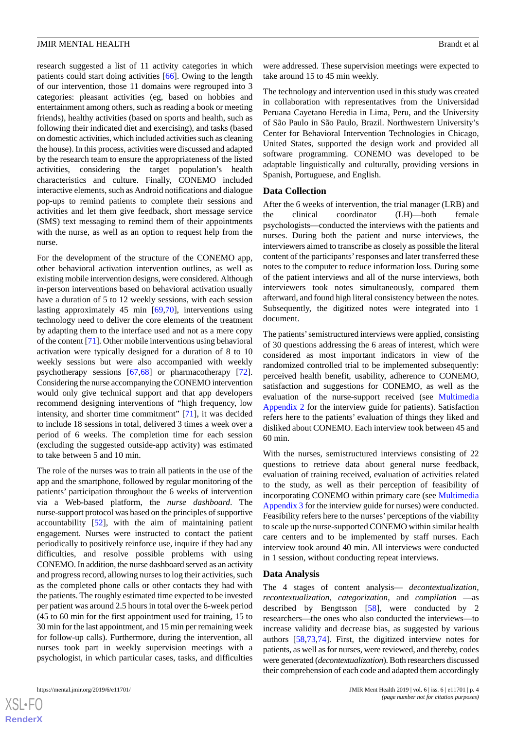research suggested a list of 11 activity categories in which patients could start doing activities [66]. Owing to the length of our intervention, those 11 domains were regrouped into 3 categories: pleasant activities (eg, based on hobbies and entertainment among others, such as reading a book or meeting friends), healthy activities (based on sports and health, such as following their indicated diet and exercising), and tasks (based on domestic activities, which included activities such as cleaning the house). In this process, activities were discussed and adapted by the research team to ensure the appropriateness of the listed activities, considering the target population's health characteristics and culture. Finally, CONEMO included interactive elements, such as Android notifications and dialogue pop-ups to remind patients to complete their sessions and activities and let them give feedback, short message service (SMS) text messaging to remind them of their appointments with the nurse, as well as an option to request help from the nurse.

For the development of the structure of the CONEMO app, other behavioral activation intervention outlines, as well as existing mobile intervention designs, were considered. Although in-person interventions based on behavioral activation usually have a duration of 5 to 12 weekly sessions, with each session lasting approximately 45 min [69,70], interventions using technology need to deliver the core elements of the treatment by adapting them to the interface used and not as a mere copy of the content [71]. Other mobile interventions using behavioral activation were typically designed for a duration of 8 to 10 weekly sessions but were also accompanied with weekly psychotherapy sessions [67,68] or pharmacotherapy [72]. Considering the nurse accompanying the CONEMO intervention would only give technical support and that app developers recommend designing interventions of "high frequency, low intensity, and shorter time commitment" [71], it was decided to include 18 sessions in total, delivered 3 times a week over a period of 6 weeks. The completion time for each session (excluding the suggested outside-app activity) was estimated to take between 5 and 10 min.

The role of the nurses was to train all patients in the use of the app and the smartphone, followed by regular monitoring of the patients' participation throughout the 6 weeks of intervention via a Web-based platform, the *nurse dashboard*. The nurse-support protocol was based on the principles of supportive accountability [52], with the aim of maintaining patient engagement. Nurses were instructed to contact the patient periodically to positively reinforce use, inquire if they had any difficulties, and resolve possible problems with using CONEMO. In addition, the nurse dashboard served as an activity and progress record, allowing nurses to log their activities, such as the completed phone calls or other contacts they had with the patients. The roughly estimated time expected to be invested per patient was around 2.5 hours in total over the 6-week period (45 to 60 min for the first appointment used for training, 15 to 30 min for the last appointment, and 15 min per remaining week for follow-up calls). Furthermore, during the intervention, all nurses took part in weekly supervision meetings with a psychologist, in which particular cases, tasks, and difficulties were addressed. These supervision meetings were expected to take around 15 to 45 min weekly.

The technology and intervention used in this study was created in collaboration with representatives from the Universidad Peruana Cayetano Heredia in Lima, Peru, and the University of São Paulo in São Paulo, Brazil. Northwestern University's Center for Behavioral Intervention Technologies in Chicago, United States, supported the design work and provided all software programming. CONEMO was developed to be adaptable linguistically and culturally, providing versions in Spanish, Portuguese, and English.

## Data Collection

After the 6 weeks of intervention, the trial manager (LRB) and the clinical coordinator (LH)—both female psychologists—conducted the interviews with the patients and nurses. During both the patient and nurse interviews, the interviewers aimed to transcribe as closely as possible the literal content of the participants' responses and later transferred these notes to the computer to reduce information loss. During some of the patient interviews and all of the nurse interviews, both interviewers took notes simultaneously, compared them afterward, and found high literal consistency between the notes. Subsequently, the digitized notes were integrated into 1 document.

The patients' semistructured interviews were applied, consisting of 30 questions addressing the 6 areas of interest, which were considered as most important indicators in view of the randomized controlled trial to be implemented subsequently: perceived health benefit, usability, adherence to CONEMO, satisfaction and suggestions for CONEMO, as well as the evaluation of the nurse-support received (see Multimedia Appendix 2 for the interview guide for patients). Satisfaction refers here to the patients' evaluation of things they liked and disliked about CONEMO. Each interview took between 45 and 60 min.

With the nurses, semistructured interviews consisting of 22 questions to retrieve data about general nurse feedback, evaluation of training received, evaluation of activities related to the study, as well as their perception of feasibility of incorporating CONEMO within primary care (see Multimedia Appendix 3 for the interview guide for nurses) were conducted. Feasibility refers here to the nurses' perceptions of the viability to scale up the nurse-supported CONEMO within similar health care centers and to be implemented by staff nurses. Each interview took around 40 min. All interviews were conducted in 1 session, without conducting repeat interviews.

## Data Analysis

The 4 stages of content analysis— *decontextualization, recontextualization, categorization,* and *compilation* —as described by Bengtsson [58], were conducted by 2 researchers—the ones who also conducted the interviews—to increase validity and decrease bias, as suggested by various authors [58,73,74]. First, the digitized interview notes for patients, as well as for nurses, were reviewed, and thereby, codes were generated (*decontextualization*). Both researchers discussed their comprehension of each code and adapted them accordingly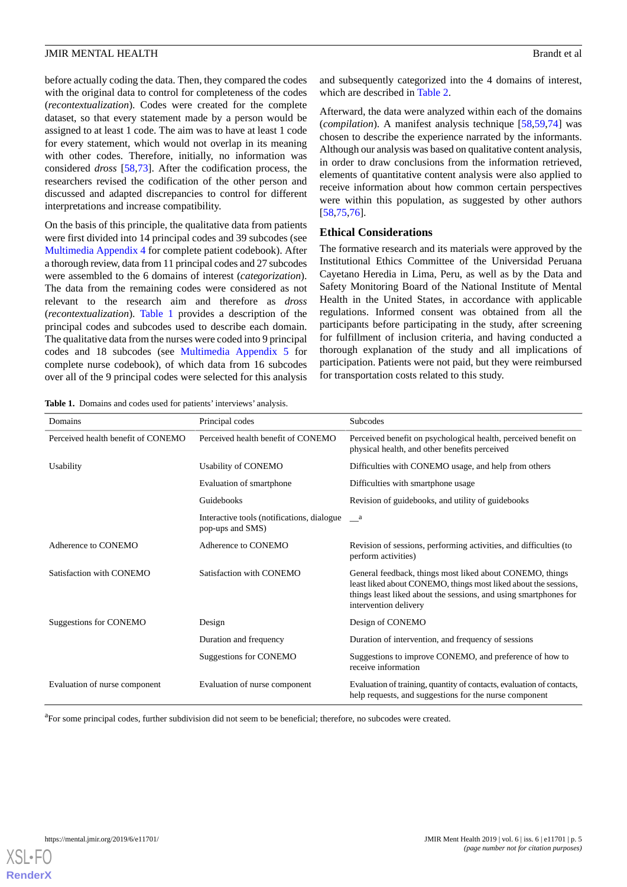before actually coding the data. Then, they compared the codes with the original data to control for completeness of the codes (*recontextualization*). Codes were created for the complete dataset, so that every statement made by a person would be assigned to at least 1 code. The aim was to have at least 1 code for every statement, which would not overlap in its meaning with other codes. Therefore, initially, no information was considered *dross* [58,73]. After the codification process, the researchers revised the codification of the other person and discussed and adapted discrepancies to control for different interpretations and increase compatibility.

On the basis of this principle, the qualitative data from patients were first divided into 14 principal codes and 39 subcodes (see Multimedia Appendix 4 for complete patient codebook). After a thorough review, data from 11 principal codes and 27 subcodes were assembled to the 6 domains of interest (*categorization*). The data from the remaining codes were considered as not relevant to the research aim and therefore as *dross* (*recontextualization*). Table 1 provides a description of the principal codes and subcodes used to describe each domain. The qualitative data from the nurses were coded into 9 principal codes and 18 subcodes (see Multimedia Appendix 5 for complete nurse codebook), of which data from 16 subcodes over all of the 9 principal codes were selected for this analysis and subsequently categorized into the 4 domains of interest, which are described in Table 2.

Afterward, the data were analyzed within each of the domains (*compilation*). A manifest analysis technique [58,59,74] was chosen to describe the experience narrated by the informants. Although our analysis was based on qualitative content analysis, in order to draw conclusions from the information retrieved, elements of quantitative content analysis were also applied to receive information about how common certain perspectives were within this population, as suggested by other authors [58,75,76].

## Ethical Considerations

The formative research and its materials were approved by the Institutional Ethics Committee of the Universidad Peruana Cayetano Heredia in Lima, Peru, as well as by the Data and Safety Monitoring Board of the National Institute of Mental Health in the United States, in accordance with applicable regulations. Informed consent was obtained from all the participants before participating in the study, after screening for fulfillment of inclusion criteria, and having conducted a thorough explanation of the study and all implications of participation. Patients were not paid, but they were reimbursed for transportation costs related to this study.

**Table 1.** Domains and codes used for patients' interviews' analysis.

| Domains | Principal codes | Subcodes |
|---|---|---|
| Perceived health benefit of CONEMO | Perceived health benefit of CONEMO | Perceived benefit on psychological health, perceived benefit on physical health, and other benefits perceived |
| Usability | Usability of CONEMO | Difficulties with CONEMO usage, and help from others |
| | Evaluation of smartphone | Difficulties with smartphone usage |
| | Guidebooks | Revision of guidebooks, and utility of guidebooks |
| | Interactive tools (notifications, dialogue pop-ups and SMS) | —[a] |
| Adherence to CONEMO | Adherence to CONEMO | Revision of sessions, performing activities, and difficulties (to perform activities) |
| Satisfaction with CONEMO | Satisfaction with CONEMO | General feedback, things most liked about CONEMO, things least liked about CONEMO, things most liked about the sessions, things least liked about the sessions, and using smartphones for intervention delivery |
| Suggestions for CONEMO | Design | Design of CONEMO |
| | Duration and frequency | Duration of intervention, and frequency of sessions |
| | Suggestions for CONEMO | Suggestions to improve CONEMO, and preference of how to receive information |
| Evaluation of nurse component | Evaluation of nurse component | Evaluation of training, quantity of contacts, evaluation of contacts, help requests, and suggestions for the nurse component |

[a]For some principal codes, further subdivision did not seem to be beneficial; therefore, no subcodes were created.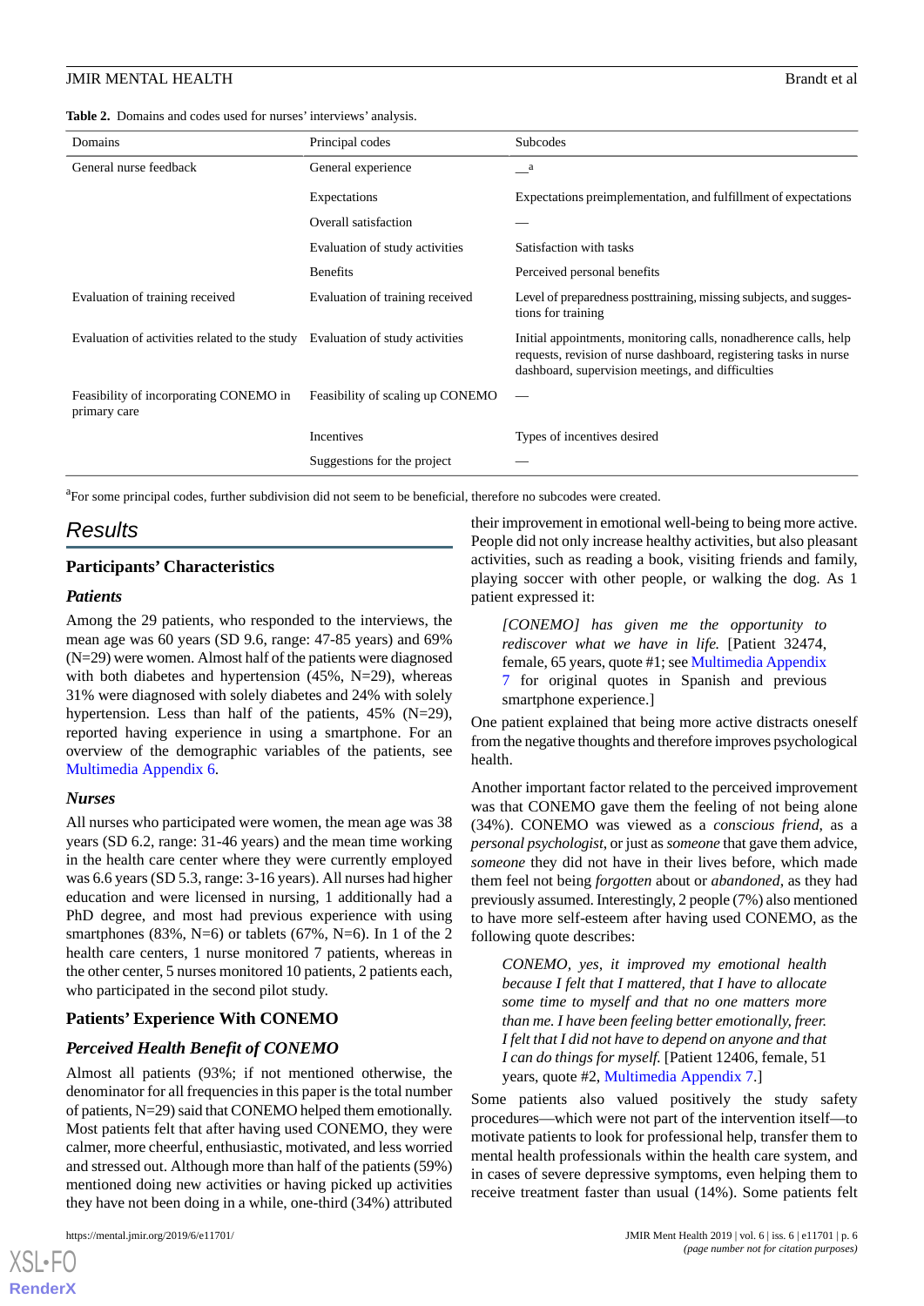**Table 2.** Domains and codes used for nurses' interviews' analysis.

| Domains | Principal codes | Subcodes |
|---|---|---|
| General nurse feedback | General experience | —[a] |
| | Expectations | Expectations preimplementation, and fulfillment of expectations |
| | Overall satisfaction | — |
| | Evaluation of study activities | Satisfaction with tasks |
| | Benefits | Perceived personal benefits |
| Evaluation of training received | Evaluation of training received | Level of preparedness posttraining, missing subjects, and suggestions for training |
| Evaluation of activities related to the study | Evaluation of study activities | Initial appointments, monitoring calls, nonadherence calls, help requests, revision of nurse dashboard, registering tasks in nurse dashboard, supervision meetings, and difficulties |
| Feasibility of incorporating CONEMO in primary care | Feasibility of scaling up CONEMO | — |
| | Incentives | Types of incentives desired |
| | Suggestions for the project | — |

[a]For some principal codes, further subdivision did not seem to be beneficial, therefore no subcodes were created.

# Results

## Participants' Characteristics

### Patients

Among the 29 patients, who responded to the interviews, the mean age was 60 years (SD 9.6, range: 47-85 years) and 69% (N=29) were women. Almost half of the patients were diagnosed with both diabetes and hypertension (45%, N=29), whereas 31% were diagnosed with solely diabetes and 24% with solely hypertension. Less than half of the patients, 45% (N=29), reported having experience in using a smartphone. For an overview of the demographic variables of the patients, see Multimedia Appendix 6.

### Nurses

All nurses who participated were women, the mean age was 38 years (SD 6.2, range: 31-46 years) and the mean time working in the health care center where they were currently employed was 6.6 years (SD 5.3, range: 3-16 years). All nurses had higher education and were licensed in nursing, 1 additionally had a PhD degree, and most had previous experience with using smartphones (83%, N=6) or tablets (67%, N=6). In 1 of the 2 health care centers, 1 nurse monitored 7 patients, whereas in the other center, 5 nurses monitored 10 patients, 2 patients each, who participated in the second pilot study.

## Patients' Experience With CONEMO

### Perceived Health Benefit of CONEMO

Almost all patients (93%; if not mentioned otherwise, the denominator for all frequencies in this paper is the total number of patients, N=29) said that CONEMO helped them emotionally. Most patients felt that after having used CONEMO, they were calmer, more cheerful, enthusiastic, motivated, and less worried and stressed out. Although more than half of the patients (59%) mentioned doing new activities or having picked up activities they have not been doing in a while, one-third (34%) attributed their improvement in emotional well-being to being more active. People did not only increase healthy activities, but also pleasant activities, such as reading a book, visiting friends and family, playing soccer with other people, or walking the dog. As 1 patient expressed it:

> *[CONEMO] has given me the opportunity to rediscover what we have in life.* [Patient 32474, female, 65 years, quote #1; see Multimedia Appendix 7 for original quotes in Spanish and previous smartphone experience.]

One patient explained that being more active distracts oneself from the negative thoughts and therefore improves psychological health.

Another important factor related to the perceived improvement was that CONEMO gave them the feeling of not being alone (34%). CONEMO was viewed as a *conscious friend*, as a *personal psychologist*, or just as *someone* that gave them advice, *someone* they did not have in their lives before, which made them feel not being *forgotten* about or *abandoned*, as they had previously assumed. Interestingly, 2 people (7%) also mentioned to have more self-esteem after having used CONEMO, as the following quote describes:

> *CONEMO, yes, it improved my emotional health because I felt that I mattered, that I have to allocate some time to myself and that no one matters more than me. I have been feeling better emotionally, freer. I felt that I did not have to depend on anyone and that I can do things for myself.* [Patient 12406, female, 51 years, quote #2, Multimedia Appendix 7.]

Some patients also valued positively the study safety procedures—which were not part of the intervention itself—to motivate patients to look for professional help, transfer them to mental health professionals within the health care system, and in cases of severe depressive symptoms, even helping them to receive treatment faster than usual (14%). Some patients felt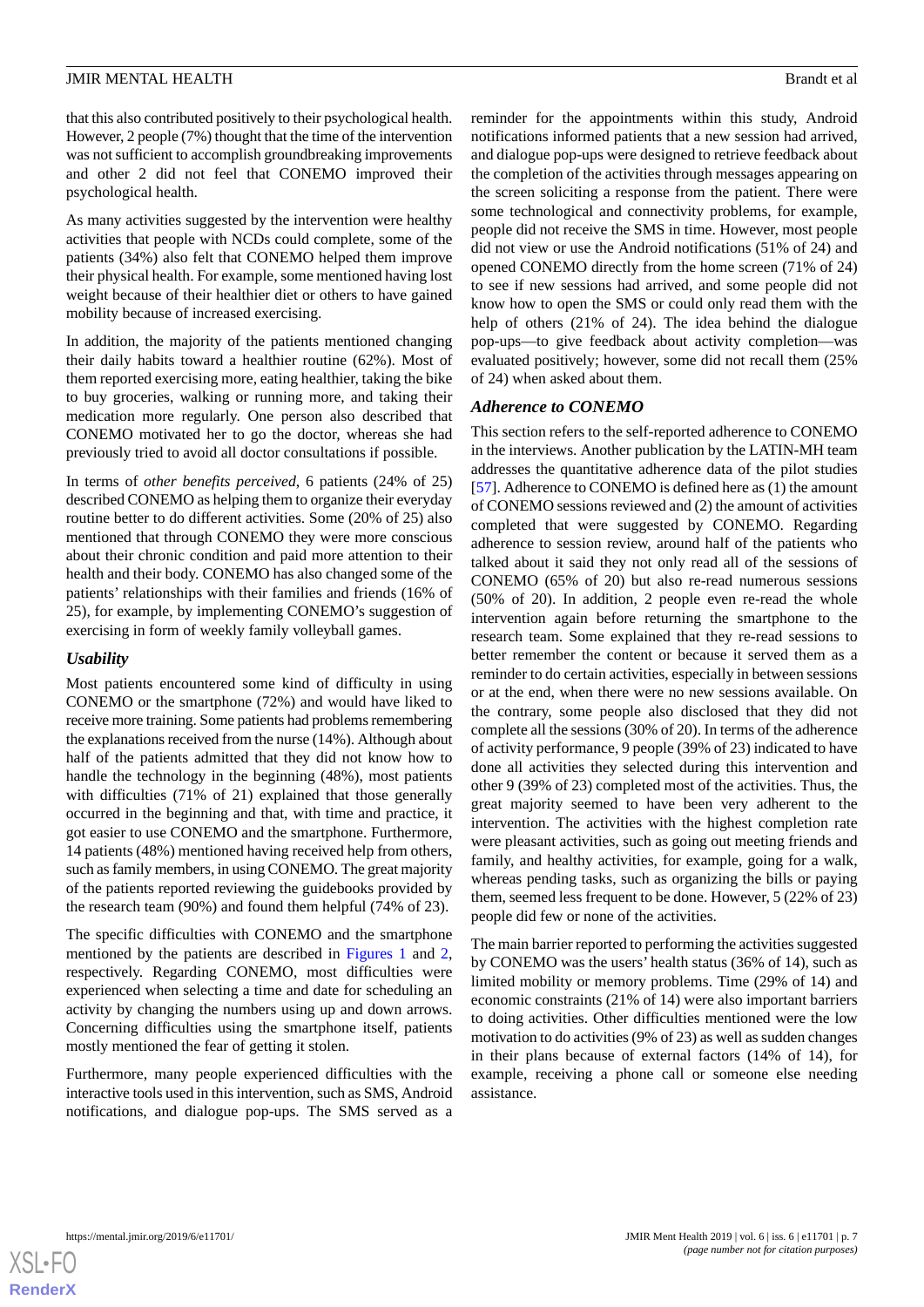that this also contributed positively to their psychological health. However, 2 people (7%) thought that the time of the intervention was not sufficient to accomplish groundbreaking improvements and other 2 did not feel that CONEMO improved their psychological health.

As many activities suggested by the intervention were healthy activities that people with NCDs could complete, some of the patients (34%) also felt that CONEMO helped them improve their physical health. For example, some mentioned having lost weight because of their healthier diet or others to have gained mobility because of increased exercising.

In addition, the majority of the patients mentioned changing their daily habits toward a healthier routine (62%). Most of them reported exercising more, eating healthier, taking the bike to buy groceries, walking or running more, and taking their medication more regularly. One person also described that CONEMO motivated her to go the doctor, whereas she had previously tried to avoid all doctor consultations if possible.

In terms of *other benefits perceived*, 6 patients (24% of 25) described CONEMO as helping them to organize their everyday routine better to do different activities. Some (20% of 25) also mentioned that through CONEMO they were more conscious about their chronic condition and paid more attention to their health and their body. CONEMO has also changed some of the patients' relationships with their families and friends (16% of 25), for example, by implementing CONEMO's suggestion of exercising in form of weekly family volleyball games.

### Usability

Most patients encountered some kind of difficulty in using CONEMO or the smartphone (72%) and would have liked to receive more training. Some patients had problems remembering the explanations received from the nurse (14%). Although about half of the patients admitted that they did not know how to handle the technology in the beginning (48%), most patients with difficulties (71% of 21) explained that those generally occurred in the beginning and that, with time and practice, it got easier to use CONEMO and the smartphone. Furthermore, 14 patients (48%) mentioned having received help from others, such as family members, in using CONEMO. The great majority of the patients reported reviewing the guidebooks provided by the research team (90%) and found them helpful (74% of 23).

The specific difficulties with CONEMO and the smartphone mentioned by the patients are described in Figures 1 and 2, respectively. Regarding CONEMO, most difficulties were experienced when selecting a time and date for scheduling an activity by changing the numbers using up and down arrows. Concerning difficulties using the smartphone itself, patients mostly mentioned the fear of getting it stolen.

Furthermore, many people experienced difficulties with the interactive tools used in this intervention, such as SMS, Android notifications, and dialogue pop-ups. The SMS served as a reminder for the appointments within this study, Android notifications informed patients that a new session had arrived, and dialogue pop-ups were designed to retrieve feedback about the completion of the activities through messages appearing on the screen soliciting a response from the patient. There were some technological and connectivity problems, for example, people did not receive the SMS in time. However, most people did not view or use the Android notifications (51% of 24) and opened CONEMO directly from the home screen (71% of 24) to see if new sessions had arrived, and some people did not know how to open the SMS or could only read them with the help of others (21% of 24). The idea behind the dialogue pop-ups—to give feedback about activity completion—was evaluated positively; however, some did not recall them (25% of 24) when asked about them.

### Adherence to CONEMO

This section refers to the self-reported adherence to CONEMO in the interviews. Another publication by the LATIN-MH team addresses the quantitative adherence data of the pilot studies [57]. Adherence to CONEMO is defined here as (1) the amount of CONEMO sessions reviewed and (2) the amount of activities completed that were suggested by CONEMO. Regarding adherence to session review, around half of the patients who talked about it said they not only read all of the sessions of CONEMO (65% of 20) but also re-read numerous sessions (50% of 20). In addition, 2 people even re-read the whole intervention again before returning the smartphone to the research team. Some explained that they re-read sessions to better remember the content or because it served them as a reminder to do certain activities, especially in between sessions or at the end, when there were no new sessions available. On the contrary, some people also disclosed that they did not complete all the sessions (30% of 20). In terms of the adherence of activity performance, 9 people (39% of 23) indicated to have done all activities they selected during this intervention and other 9 (39% of 23) completed most of the activities. Thus, the great majority seemed to have been very adherent to the intervention. The activities with the highest completion rate were pleasant activities, such as going out meeting friends and family, and healthy activities, for example, going for a walk, whereas pending tasks, such as organizing the bills or paying them, seemed less frequent to be done. However, 5 (22% of 23) people did few or none of the activities.

The main barrier reported to performing the activities suggested by CONEMO was the users' health status (36% of 14), such as limited mobility or memory problems. Time (29% of 14) and economic constraints (21% of 14) were also important barriers to doing activities. Other difficulties mentioned were the low motivation to do activities (9% of 23) as well as sudden changes in their plans because of external factors (14% of 14), for example, receiving a phone call or someone else needing assistance.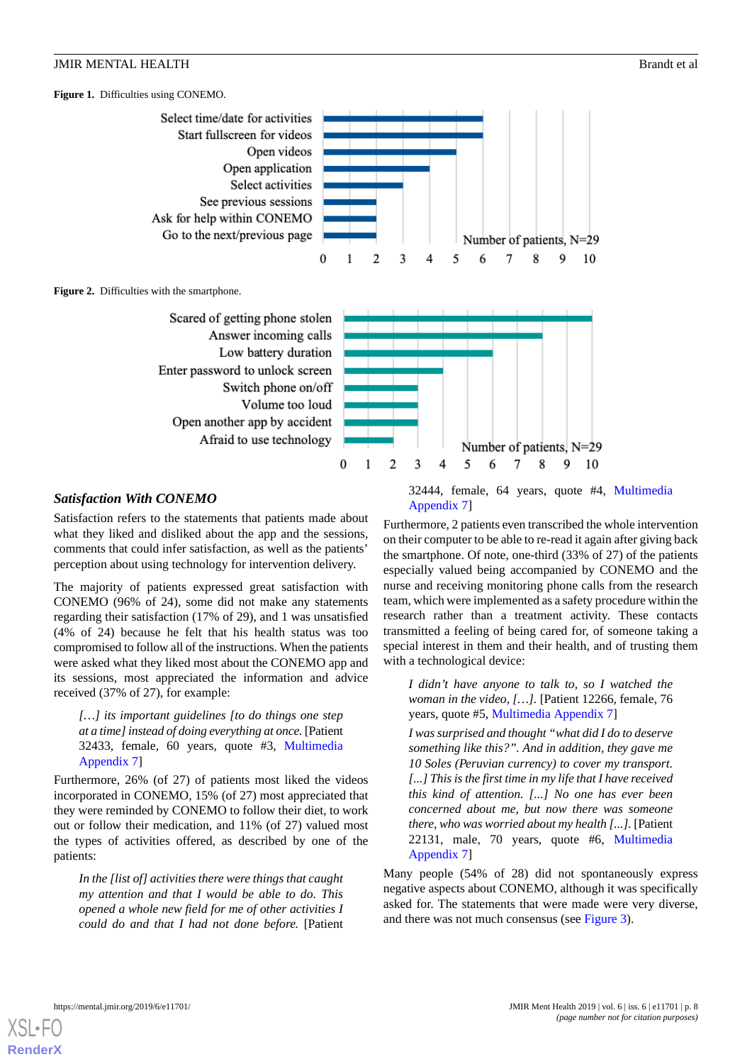Figure 1. Difficulties using CONEMO.

Figure 2. Difficulties with the smartphone.

### Satisfaction With CONEMO

Satisfaction refers to the statements that patients made about what they liked and disliked about the app and the sessions, comments that could infer satisfaction, as well as the patients' perception about using technology for intervention delivery.

The majority of patients expressed great satisfaction with CONEMO (96% of 24), some did not make any statements regarding their satisfaction (17% of 29), and 1 was unsatisfied (4% of 24) because he felt that his health status was too compromised to follow all of the instructions. When the patients were asked what they liked most about the CONEMO app and its sessions, most appreciated the information and advice received (37% of 27), for example:

> *[…] its important guidelines [to do things one step at a time] instead of doing everything at once.* [Patient 32433, female, 60 years, quote #3, Multimedia Appendix 7]

Furthermore, 26% (of 27) of patients most liked the videos incorporated in CONEMO, 15% (of 27) most appreciated that they were reminded by CONEMO to follow their diet, to work out or follow their medication, and 11% (of 27) valued most the types of activities offered, as described by one of the patients:

> *In the [list of] activities there were things that caught my attention and that I would be able to do. This opened a whole new field for me of other activities I could do and that I had not done before.* [Patient 32444, female, 64 years, quote #4, Multimedia Appendix 7]

Furthermore, 2 patients even transcribed the whole intervention on their computer to be able to re-read it again after giving back the smartphone. Of note, one-third (33% of 27) of the patients especially valued being accompanied by CONEMO and the nurse and receiving monitoring phone calls from the research team, which were implemented as a safety procedure within the research rather than a treatment activity. These contacts transmitted a feeling of being cared for, of someone taking a special interest in them and their health, and of trusting them with a technological device:

> *I didn't have anyone to talk to, so I watched the woman in the video, […].* [Patient 12266, female, 76 years, quote #5, Multimedia Appendix 7]

> *I was surprised and thought "what did I do to deserve something like this?". And in addition, they gave me 10 Soles (Peruvian currency) to cover my transport. [...] This is the first time in my life that I have received this kind of attention. [...] No one has ever been concerned about me, but now there was someone there, who was worried about my health [...].* [Patient 22131, male, 70 years, quote #6, Multimedia Appendix 7]

Many people (54% of 28) did not spontaneously express negative aspects about CONEMO, although it was specifically asked for. The statements that were made were very diverse, and there was not much consensus (see Figure 3).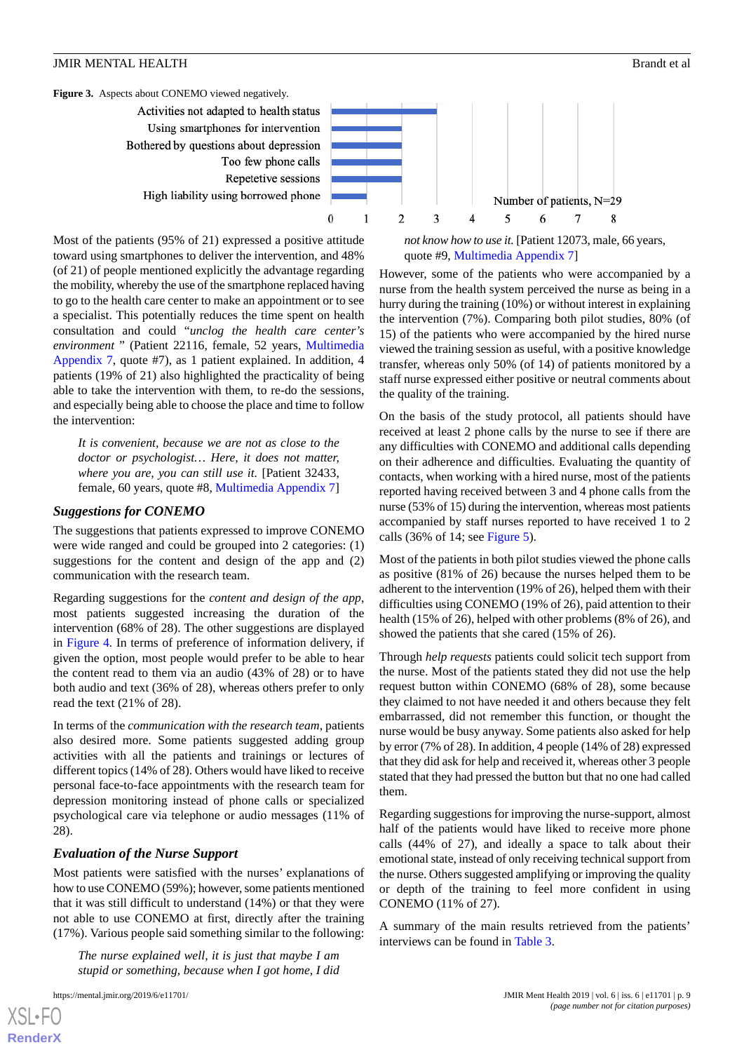**Figure 3.** Aspects about CONEMO viewed negatively.

| Aspect | Number of patients, N=29 |
|---|---|
| Activities not adapted to health status | 3 |
| Using smartphones for intervention | 2 |
| Bothered by questions about depression | 2 |
| Too few phone calls | 2 |
| Repetetive sessions | 2 |
| High liability using borrowed phone | 1 |

Most of the patients (95% of 21) expressed a positive attitude toward using smartphones to deliver the intervention, and 48% (of 21) of people mentioned explicitly the advantage regarding the mobility, whereby the use of the smartphone replaced having to go to the health care center to make an appointment or to see a specialist. This potentially reduces the time spent on health consultation and could *"unclog the health care center's environment"* (Patient 22116, female, 52 years, Multimedia Appendix 7, quote #7), as 1 patient explained. In addition, 4 patients (19% of 21) also highlighted the practicality of being able to take the intervention with them, to re-do the sessions, and especially being able to choose the place and time to follow the intervention:

> *It is convenient, because we are not as close to the doctor or psychologist… Here, it does not matter, where you are, you can still use it.* [Patient 32433, female, 60 years, quote #8, Multimedia Appendix 7]

### Suggestions for CONEMO

The suggestions that patients expressed to improve CONEMO were wide ranged and could be grouped into 2 categories: (1) suggestions for the content and design of the app and (2) communication with the research team.

Regarding suggestions for the *content and design of the app*, most patients suggested increasing the duration of the intervention (68% of 28). The other suggestions are displayed in Figure 4. In terms of preference of information delivery, if given the option, most people would prefer to be able to hear the content read to them via an audio (43% of 28) or to have both audio and text (36% of 28), whereas others prefer to only read the text (21% of 28).

In terms of the *communication with the research team*, patients also desired more. Some patients suggested adding group activities with all the patients and trainings or lectures of different topics (14% of 28). Others would have liked to receive personal face-to-face appointments with the research team for depression monitoring instead of phone calls or specialized psychological care via telephone or audio messages (11% of 28).

### Evaluation of the Nurse Support

Most patients were satisfied with the nurses' explanations of how to use CONEMO (59%); however, some patients mentioned that it was still difficult to understand (14%) or that they were not able to use CONEMO at first, directly after the training (17%). Various people said something similar to the following:

> *The nurse explained well, it is just that maybe I am stupid or something, because when I got home, I did not know how to use it.* [Patient 12073, male, 66 years, quote #9, Multimedia Appendix 7]

However, some of the patients who were accompanied by a nurse from the health system perceived the nurse as being in a hurry during the training (10%) or without interest in explaining the intervention (7%). Comparing both pilot studies, 80% (of 15) of the patients who were accompanied by the hired nurse viewed the training session as useful, with a positive knowledge transfer, whereas only 50% (of 14) of patients monitored by a staff nurse expressed either positive or neutral comments about the quality of the training.

On the basis of the study protocol, all patients should have received at least 2 phone calls by the nurse to see if there are any difficulties with CONEMO and additional calls depending on their adherence and difficulties. Evaluating the quantity of contacts, when working with a hired nurse, most of the patients reported having received between 3 and 4 phone calls from the nurse (53% of 15) during the intervention, whereas most patients accompanied by staff nurses reported to have received 1 to 2 calls (36% of 14; see Figure 5).

Most of the patients in both pilot studies viewed the phone calls as positive (81% of 26) because the nurses helped them to be adherent to the intervention (19% of 26), helped them with their difficulties using CONEMO (19% of 26), paid attention to their health (15% of 26), helped with other problems (8% of 26), and showed the patients that she cared (15% of 26).

Through *help requests* patients could solicit tech support from the nurse. Most of the patients stated they did not use the help request button within CONEMO (68% of 28), some because they claimed to not have needed it and others because they felt embarrassed, did not remember this function, or thought the nurse would be busy anyway. Some patients also asked for help by error (7% of 28). In addition, 4 people (14% of 28) expressed that they did ask for help and received it, whereas other 3 people stated that they had pressed the button but that no one had called them.

Regarding suggestions for improving the nurse-support, almost half of the patients would have liked to receive more phone calls (44% of 27), and ideally a space to talk about their emotional state, instead of only receiving technical support from the nurse. Others suggested amplifying or improving the quality or depth of the training to feel more confident in using CONEMO (11% of 27).

A summary of the main results retrieved from the patients' interviews can be found in Table 3.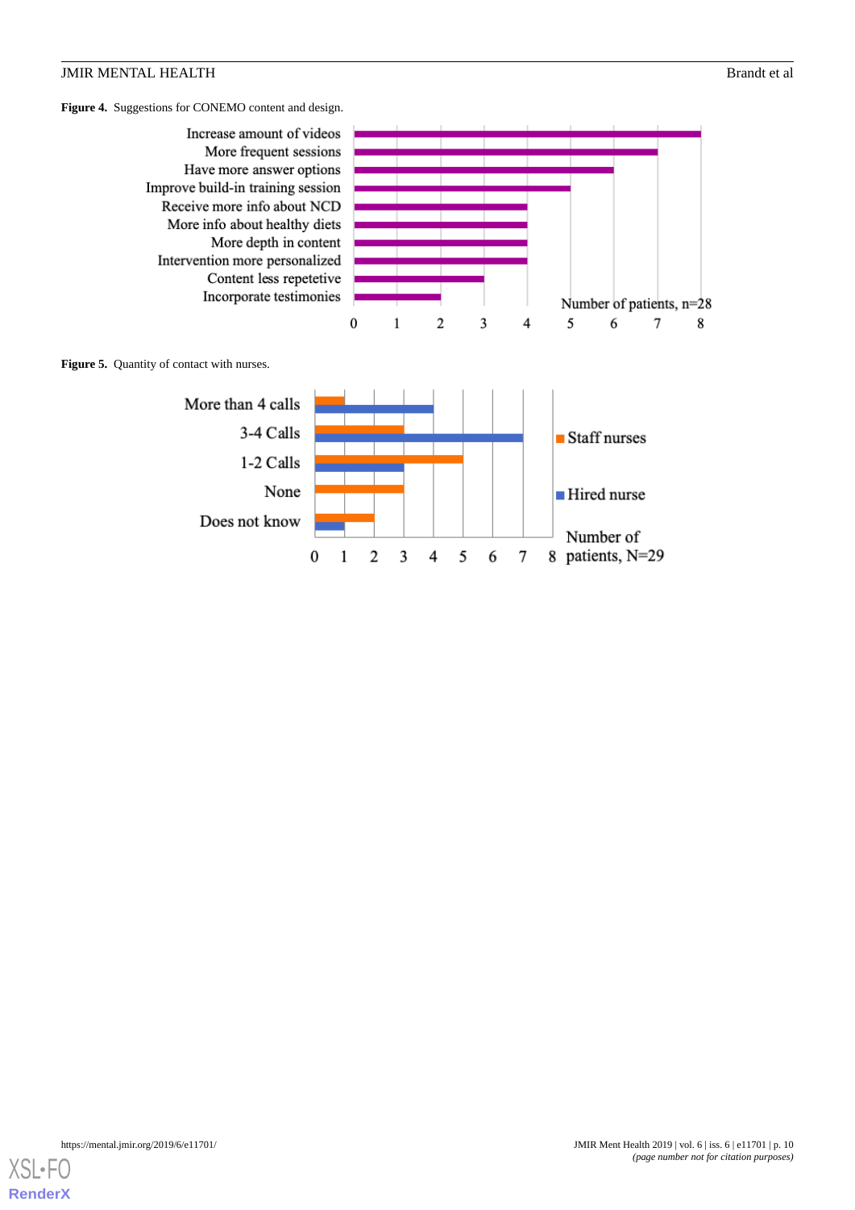**Figure 4.** Suggestions for CONEMO content and design.

**Figure 5.** Quantity of contact with nurses.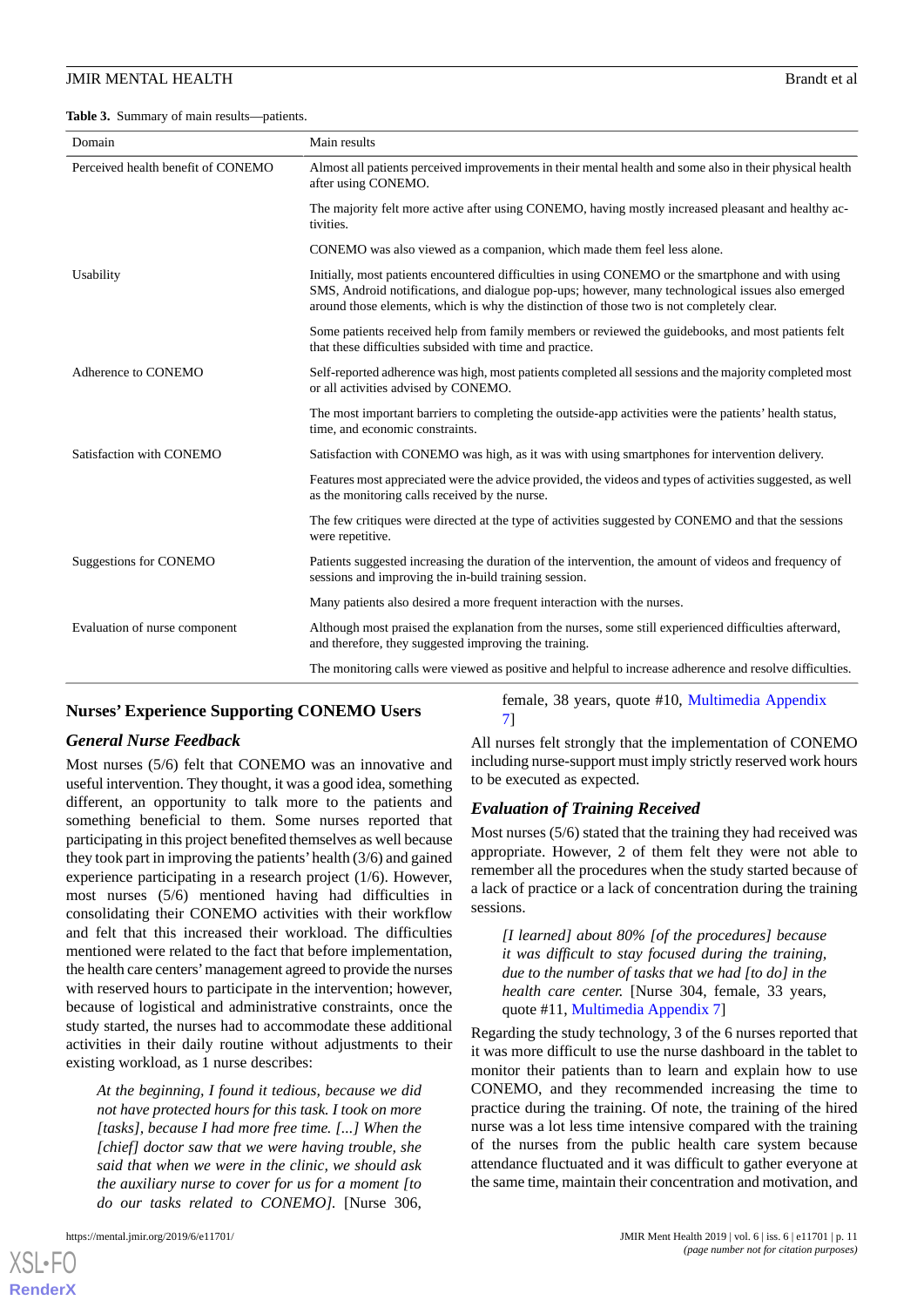**Table 3.** Summary of main results—patients.

| Domain | Main results |
|---|---|
| Perceived health benefit of CONEMO | Almost all patients perceived improvements in their mental health and some also in their physical health after using CONEMO. |
| | The majority felt more active after using CONEMO, having mostly increased pleasant and healthy activities. |
| | CONEMO was also viewed as a companion, which made them feel less alone. |
| Usability | Initially, most patients encountered difficulties in using CONEMO or the smartphone and with using SMS, Android notifications, and dialogue pop-ups; however, many technological issues also emerged around those elements, which is why the distinction of those two is not completely clear. |
| | Some patients received help from family members or reviewed the guidebooks, and most patients felt that these difficulties subsided with time and practice. |
| Adherence to CONEMO | Self-reported adherence was high, most patients completed all sessions and the majority completed most or all activities advised by CONEMO. |
| | The most important barriers to completing the outside-app activities were the patients' health status, time, and economic constraints. |
| Satisfaction with CONEMO | Satisfaction with CONEMO was high, as it was with using smartphones for intervention delivery. |
| | Features most appreciated were the advice provided, the videos and types of activities suggested, as well as the monitoring calls received by the nurse. |
| | The few critiques were directed at the type of activities suggested by CONEMO and that the sessions were repetitive. |
| Suggestions for CONEMO | Patients suggested increasing the duration of the intervention, the amount of videos and frequency of sessions and improving the in-build training session. |
| | Many patients also desired a more frequent interaction with the nurses. |
| Evaluation of nurse component | Although most praised the explanation from the nurses, some still experienced difficulties afterward, and therefore, they suggested improving the training. |
| | The monitoring calls were viewed as positive and helpful to increase adherence and resolve difficulties. |

## Nurses' Experience Supporting CONEMO Users

### *General Nurse Feedback*

Most nurses (5/6) felt that CONEMO was an innovative and useful intervention. They thought, it was a good idea, something different, an opportunity to talk more to the patients and something beneficial to them. Some nurses reported that participating in this project benefited themselves as well because they took part in improving the patients' health (3/6) and gained experience participating in a research project (1/6). However, most nurses (5/6) mentioned having had difficulties in consolidating their CONEMO activities with their workflow and felt that this increased their workload. The difficulties mentioned were related to the fact that before implementation, the health care centers' management agreed to provide the nurses with reserved hours to participate in the intervention; however, because of logistical and administrative constraints, once the study started, the nurses had to accommodate these additional activities in their daily routine without adjustments to their existing workload, as 1 nurse describes:

> *At the beginning, I found it tedious, because we did not have protected hours for this task. I took on more [tasks], because I had more free time. [...] When the [chief] doctor saw that we were having trouble, she said that when we were in the clinic, we should ask the auxiliary nurse to cover for us for a moment [to do our tasks related to CONEMO].* [Nurse 306, female, 38 years, quote #10, Multimedia Appendix 7]

All nurses felt strongly that the implementation of CONEMO including nurse-support must imply strictly reserved work hours to be executed as expected.

### *Evaluation of Training Received*

Most nurses (5/6) stated that the training they had received was appropriate. However, 2 of them felt that they were not able to remember all the procedures when the study started because of a lack of practice or a lack of concentration during the training sessions.

> *[I learned] about 80% [of the procedures] because it was difficult to stay focused during the training, due to the number of tasks that we had [to do] in the health care center.* [Nurse 304, female, 33 years, quote #11, Multimedia Appendix 7]

Regarding the study technology, 3 of the 6 nurses reported that it was more difficult to use the nurse dashboard in the tablet to monitor their patients than to learn and explain how to use CONEMO, and they recommended increasing the time to practice during the training. Of note, the training of the hired nurse was a lot less time intensive compared with the training of the nurses from the public health care system because attendance fluctuated and it was difficult to gather everyone at the same time, maintain their concentration and motivation, and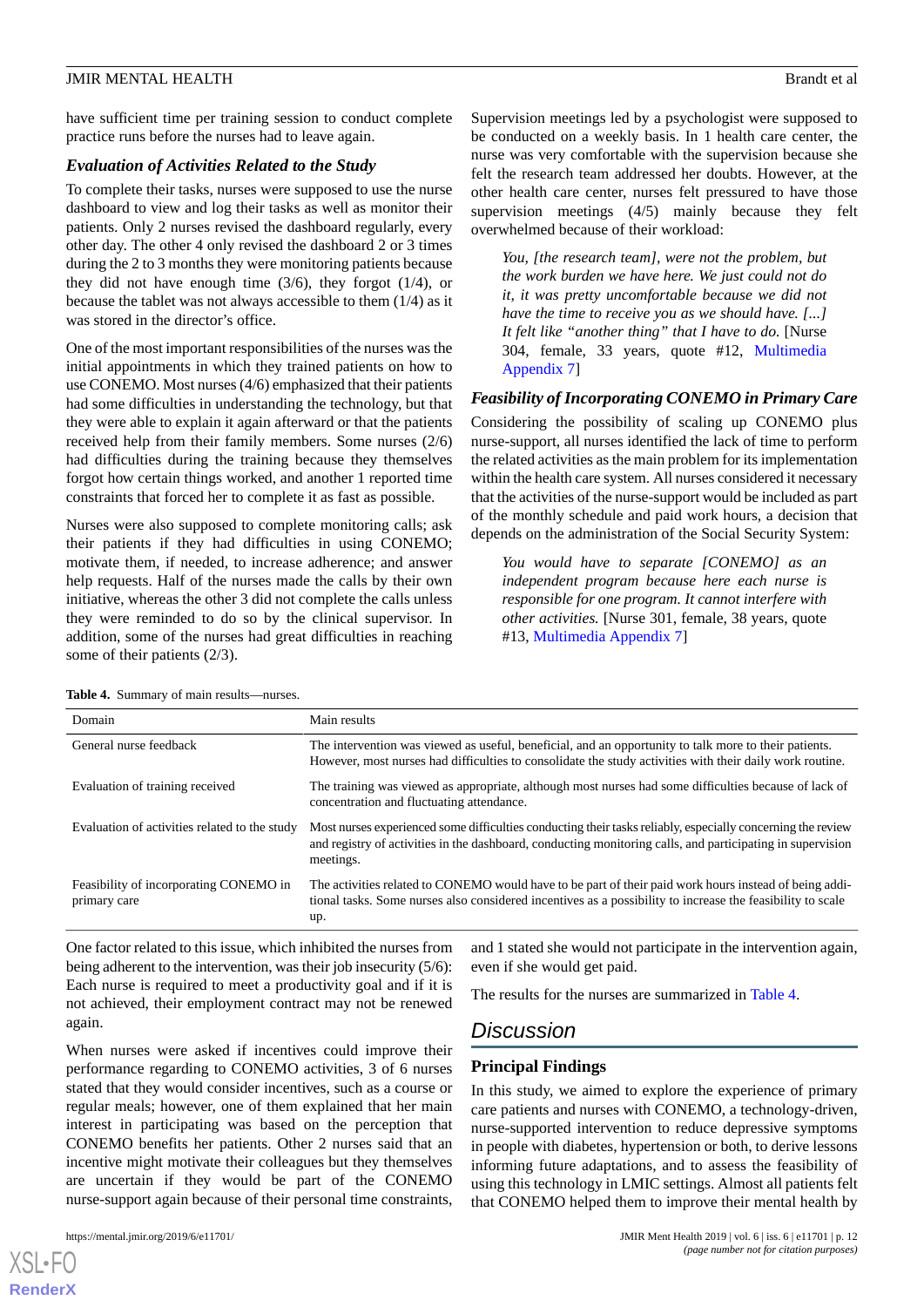have sufficient time per training session to conduct complete practice runs before the nurses had to leave again.

### Evaluation of Activities Related to the Study

To complete their tasks, nurses were supposed to use the nurse dashboard to view and log their tasks as well as monitor their patients. Only 2 nurses revised the dashboard regularly, every other day. The other 4 only revised the dashboard 2 or 3 times during the 2 to 3 months they were monitoring patients because they did not have enough time (3/6), they forgot (1/4), or because the tablet was not always accessible to them (1/4) as it was stored in the director's office.

One of the most important responsibilities of the nurses was the initial appointments in which they trained patients on how to use CONEMO. Most nurses (4/6) emphasized that their patients had some difficulties in understanding the technology, but that they were able to explain it again afterward or that the patients received help from their family members. Some nurses (2/6) had difficulties during the training because they themselves forgot how certain things worked, and another 1 reported time constraints that forced her to complete it as fast as possible.

Nurses were also supposed to complete monitoring calls; ask their patients if they had difficulties in using CONEMO; motivate them, if needed, to increase adherence; and answer help requests. Half of the nurses made the calls by their own initiative, whereas the other 3 did not complete the calls unless they were reminded to do so by the clinical supervisor. In addition, some of the nurses had great difficulties in reaching some of their patients (2/3).

Supervision meetings led by a psychologist were supposed to be conducted on a weekly basis. In 1 health care center, the nurse was very comfortable with the supervision because she felt the research team addressed her doubts. However, at the other health care center, nurses felt pressured to have those supervision meetings (4/5) mainly because they felt overwhelmed because of their workload:

> *You, [the research team], were not the problem, but the work burden we have here. We just could not do it, it was pretty uncomfortable because we did not have the time to receive you as we should have. [...] It felt like "another thing" that I have to do.* [Nurse 304, female, 33 years, quote #12, Multimedia Appendix 7]

### Feasibility of Incorporating CONEMO in Primary Care

Considering the possibility of scaling up CONEMO plus nurse-support, all nurses identified the lack of time to perform the related activities as the main problem for its implementation within the health care system. All nurses considered it necessary that the activities of the nurse-support would be included as part of the monthly schedule and paid work hours, a decision that depends on the administration of the Social Security System:

> *You would have to separate [CONEMO] as an independent program because here each nurse is responsible for one program. It cannot interfere with other activities.* [Nurse 301, female, 38 years, quote #13, Multimedia Appendix 7]

**Table 4.** Summary of main results—nurses.

| Domain | Main results |
| --- | --- |
| General nurse feedback | The intervention was viewed as useful, beneficial, and an opportunity to talk more to their patients. However, most nurses had difficulties to consolidate the study activities with their daily work routine. |
| Evaluation of training received | The training was viewed as appropriate, although most nurses had some difficulties because of lack of concentration and fluctuating attendance. |
| Evaluation of activities related to the study | Most nurses experienced some difficulties conducting their tasks reliably, especially concerning the review and registry of activities in the dashboard, conducting monitoring calls, and participating in supervision meetings. |
| Feasibility of incorporating CONEMO in primary care | The activities related to CONEMO would have to be part of their paid work hours instead of being additional tasks. Some nurses also considered incentives as a possibility to increase the feasibility to scale up. |

One factor related to this issue, which inhibited the nurses from being adherent to the intervention, was their job insecurity (5/6): Each nurse is required to meet a productivity goal and if it is not achieved, their employment contract may not be renewed again.

When nurses were asked if incentives could improve their performance regarding to CONEMO activities, 3 of 6 nurses stated that they would consider incentives, such as a course or regular meals; however, one of them explained that her main interest in participating was based on the perception that CONEMO benefits her patients. Other 2 nurses said that an incentive might motivate their colleagues but they themselves are uncertain if they would be part of the CONEMO nurse-support again because of their personal time constraints, and 1 stated she would not participate in the intervention again, even if she would get paid.

The results for the nurses are summarized in Table 4.

## Discussion

### Principal Findings

In this study, we aimed to explore the experience of primary care patients and nurses with CONEMO, a technology-driven, nurse-supported intervention to reduce depressive symptoms in people with diabetes, hypertension or both, to derive lessons informing future adaptations, and to assess the feasibility of using this technology in LMIC settings. Almost all patients felt that CONEMO helped them to improve their mental health by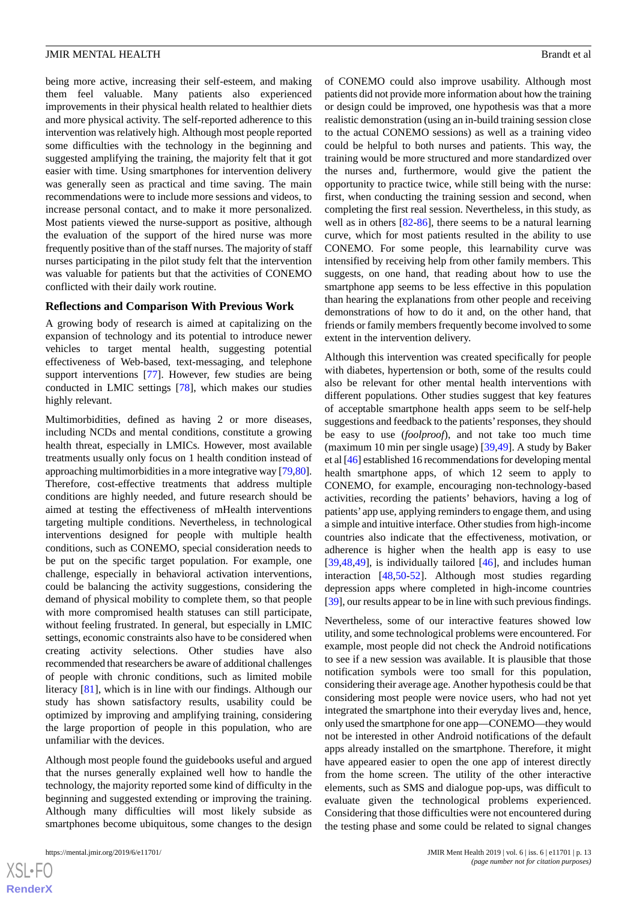being more active, increasing their self-esteem, and making them feel valuable. Many patients also experienced improvements in their physical health related to healthier diets and more physical activity. The self-reported adherence to this intervention was relatively high. Although most people reported some difficulties with the technology in the beginning and suggested amplifying the training, the majority felt that it got easier with time. Using smartphones for intervention delivery was generally seen as practical and time saving. The main recommendations were to include more sessions and videos, to increase personal contact, and to make it more personalized. Most patients viewed the nurse-support as positive, although the evaluation of the support of the hired nurse was more frequently positive than of the staff nurses. The majority of staff nurses participating in the pilot study felt that the intervention was valuable for patients but that the activities of CONEMO conflicted with their daily work routine.

### Reflections and Comparison With Previous Work

A growing body of research is aimed at capitalizing on the expansion of technology and its potential to introduce newer vehicles to target mental health, suggesting potential effectiveness of Web-based, text-messaging, and telephone support interventions [77]. However, few studies are being conducted in LMIC settings [78], which makes our studies highly relevant.

Multimorbidities, defined as having 2 or more diseases, including NCDs and mental conditions, constitute a growing health threat, especially in LMICs. However, most available treatments usually only focus on 1 health condition instead of approaching multimorbidities in a more integrative way [79,80]. Therefore, cost-effective treatments that address multiple conditions are highly needed, and future research should be aimed at testing the effectiveness of mHealth interventions targeting multiple conditions. Nevertheless, in technological interventions designed for people with multiple health conditions, such as CONEMO, special consideration needs to be put on the specific target population. For example, one challenge, especially in behavioral activation interventions, could be balancing the activity suggestions, considering the demand of physical mobility to complete them, so that people with more compromised health statuses can still participate, without feeling frustrated. In general, but especially in LMIC settings, economic constraints also have to be considered when creating activity selections. Other studies have also recommended that researchers be aware of additional challenges of people with chronic conditions, such as limited mobile literacy [81], which is in line with our findings. Although our study has shown satisfactory results, usability could be optimized by improving and amplifying training, considering the large proportion of people in this population, who are unfamiliar with the devices.

Although most people found the guidebooks useful and argued that the nurses generally explained well how to handle the technology, the majority reported some kind of difficulty in the beginning and suggested extending or improving the training. Although many difficulties will most likely subside as smartphones become ubiquitous, some changes to the design of CONEMO could also improve usability. Although most patients did not provide more information about how the training or design could be improved, one hypothesis was that a more realistic demonstration (using an in-build training session close to the actual CONEMO sessions) as well as a training video could be helpful to both nurses and patients. This way, the training would be more structured and more standardized over the nurses and, furthermore, would give the patient the opportunity to practice twice, while still being with the nurse: first, when conducting the training session and second, when completing the first real session. Nevertheless, in this study, as well as in others [82-86], there seems to be a natural learning curve, which for most patients resulted in the ability to use CONEMO. For some people, this learnability curve was intensified by receiving help from other family members. This suggests, on one hand, that reading about how to use the smartphone app seems to be less effective in this population than hearing the explanations from other people and receiving demonstrations of how to do it and, on the other hand, that friends or family members frequently become involved to some extent in the intervention delivery.

Although this intervention was created specifically for people with diabetes, hypertension or both, some of the results could also be relevant for other mental health interventions with different populations. Other studies suggest that key features of acceptable smartphone health apps seem to be self-help suggestions and feedback to the patients' responses, they should be easy to use (*foolproof*), and not take too much time (maximum 10 min per single usage) [39,49]. A study by Baker et al [46] established 16 recommendations for developing mental health smartphone apps, of which 12 seem to apply to CONEMO, for example, encouraging non-technology-based activities, recording the patients' behaviors, having a log of patients' app use, applying reminders to engage them, and using a simple and intuitive interface. Other studies from high-income countries also indicate that the effectiveness, motivation, or adherence is higher when the health app is easy to use [39,48,49], is individually tailored [46], and includes human interaction [48,50-52]. Although most studies regarding depression apps where completed in high-income countries [39], our results appear to be in line with such previous findings.

Nevertheless, some of our interactive features showed low utility, and some technological problems were encountered. For example, most people did not check the Android notifications to see if a new session was available. It is plausible that those notification symbols were too small for this population, considering their average age. Another hypothesis could be that considering most people were novice users, who had not yet integrated the smartphone into their everyday lives and, hence, only used the smartphone for one app—CONEMO—they would not be interested in other Android notifications of the default apps already installed on the smartphone. Therefore, it might have appeared easier to open the one app of interest directly from the home screen. The utility of the other interactive elements, such as SMS and dialogue pop-ups, was difficult to evaluate given the technological problems experienced. Considering that those difficulties were not encountered during the testing phase and some could be related to signal changes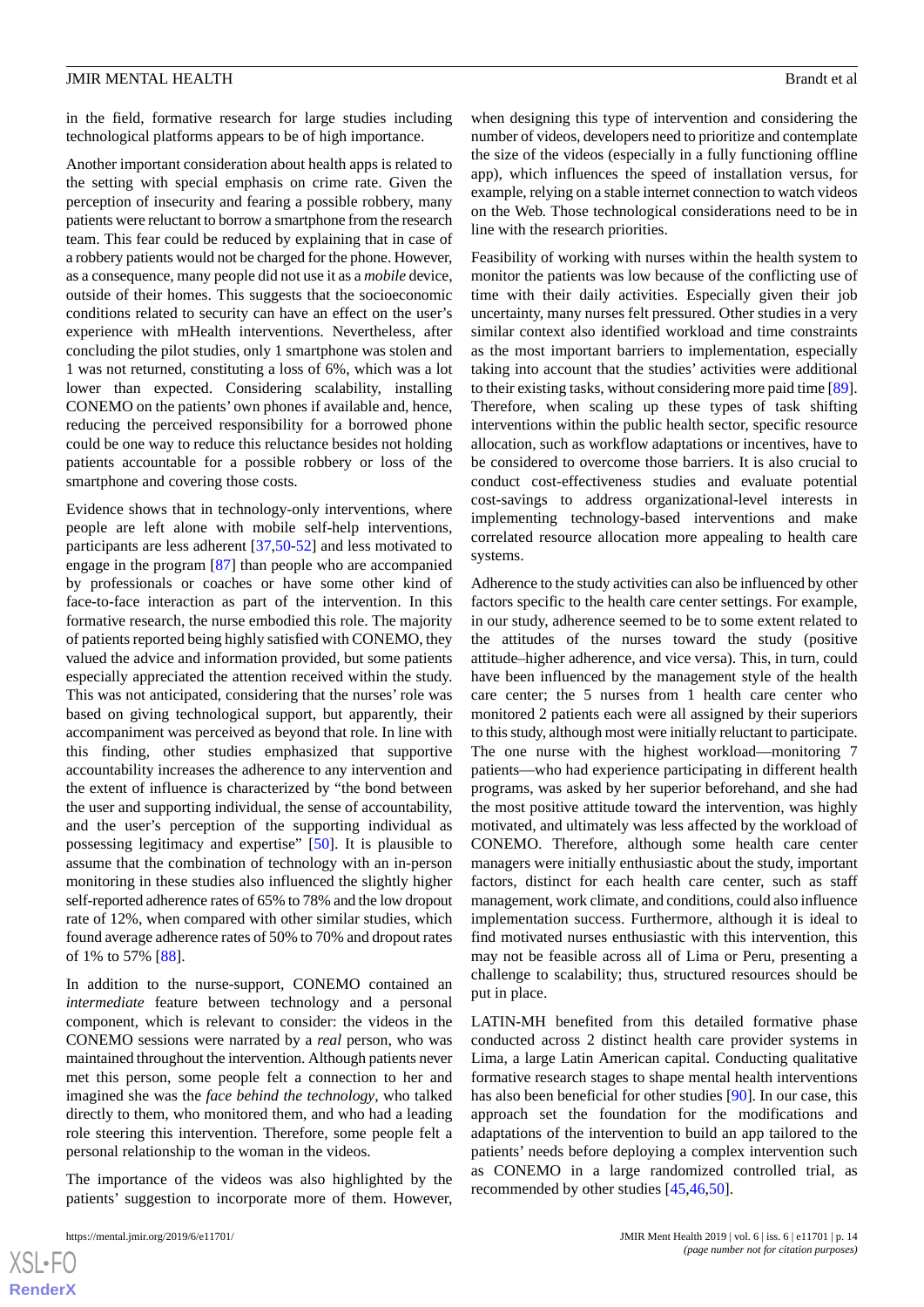in the field, formative research for large studies including technological platforms appears to be of high importance.

Another important consideration about health apps is related to the setting with special emphasis on crime rate. Given the perception of insecurity and fearing a possible robbery, many patients were reluctant to borrow a smartphone from the research team. This fear could be reduced by explaining that in case of a robbery patients would not be charged for the phone. However, as a consequence, many people did not use it as a *mobile* device, outside of their homes. This suggests that the socioeconomic conditions related to security can have an effect on the user's experience with mHealth interventions. Nevertheless, after concluding the pilot studies, only 1 smartphone was stolen and 1 was not returned, constituting a loss of 6%, which was a lot lower than expected. Considering scalability, installing CONEMO on the patients' own phones if available and, hence, reducing the perceived responsibility for a borrowed phone could be one way to reduce this reluctance besides not holding patients accountable for a possible robbery or loss of the smartphone and covering those costs.

Evidence shows that in technology-only interventions, where people are left alone with mobile self-help interventions, participants are less adherent [37,50-52] and less motivated to engage in the program [87] than people who are accompanied by professionals or coaches or have some other kind of face-to-face interaction as part of the intervention. In this formative research, the nurse embodied this role. The majority of patients reported being highly satisfied with CONEMO, they valued the advice and information provided, but some patients especially appreciated the attention received within the study. This was not anticipated, considering that the nurses' role was based on giving technological support, but apparently, their accompaniment was perceived as beyond that role. In line with this finding, other studies emphasized that supportive accountability increases the adherence to any intervention and the extent of influence is characterized by "the bond between the user and supporting individual, the sense of accountability, and the user's perception of the supporting individual as possessing legitimacy and expertise" [50]. It is plausible to assume that the combination of technology with an in-person monitoring in these studies also influenced the slightly higher self-reported adherence rates of 65% to 78% and the low dropout rate of 12%, when compared with other similar studies, which found average adherence rates of 50% to 70% and dropout rates of 1% to 57% [88].

In addition to the nurse-support, CONEMO contained an *intermediate* feature between technology and a personal component, which is relevant to consider: the videos in the CONEMO sessions were narrated by a *real* person, who was maintained throughout the intervention. Although patients never met this person, some people felt a connection to her and imagined she was the *face behind the technology*, who talked directly to them, who monitored them, and who had a leading role steering this intervention. Therefore, some people felt a personal relationship to the woman in the videos.

The importance of the videos was also highlighted by the patients' suggestion to incorporate more of them. However, when designing this type of intervention and considering the number of videos, developers need to prioritize and contemplate the size of the videos (especially in a fully functioning offline app), which influences the speed of installation versus, for example, relying on a stable internet connection to watch videos on the Web. Those technological considerations need to be in line with the research priorities.

Feasibility of working with nurses within the health system to monitor the patients was low because of the conflicting use of time with their daily activities. Especially given their job uncertainty, many nurses felt pressured. Other studies in a very similar context also identified workload and time constraints as the most important barriers to implementation, especially taking into account that the studies' activities were additional to their existing tasks, without considering more paid time [89]. Therefore, when scaling up these types of task shifting interventions within the public health sector, specific resource allocation, such as workflow adaptations or incentives, have to be considered to overcome those barriers. It is also crucial to conduct cost-effectiveness studies and evaluate potential cost-savings to address organizational-level interests in implementing technology-based interventions and make correlated resource allocation more appealing to health care systems.

Adherence to the study activities can also be influenced by other factors specific to the health care center settings. For example, in our study, adherence seemed to be to some extent related to the attitudes of the nurses toward the study (positive attitude–higher adherence, and vice versa). This, in turn, could have been influenced by the management style of the health care center; the 5 nurses from 1 health care center who monitored 2 patients each were all assigned by their superiors to this study, although most were initially reluctant to participate. The one nurse with the highest workload—monitoring 7 patients—who had experience participating in different health programs, was asked by her superior beforehand, and she had the most positive attitude toward the intervention, was highly motivated, and ultimately was less affected by the workload of CONEMO. Therefore, although some health care center managers were initially enthusiastic about the study, important factors, distinct for each health care center, such as staff management, work climate, and conditions, could also influence implementation success. Furthermore, although it is ideal to find motivated nurses enthusiastic with this intervention, this may not be feasible across all of Lima or Peru, presenting a challenge to scalability; thus, structured resources should be put in place.

LATIN-MH benefited from this detailed formative phase conducted across 2 distinct health care provider systems in Lima, a large Latin American capital. Conducting qualitative formative research stages to shape mental health interventions has also been beneficial for other studies [90]. In our case, this approach set the foundation for the modifications and adaptations of the intervention to build an app tailored to the patients' needs before deploying a complex intervention such as CONEMO in a large randomized controlled trial, as recommended by other studies [45,46,50].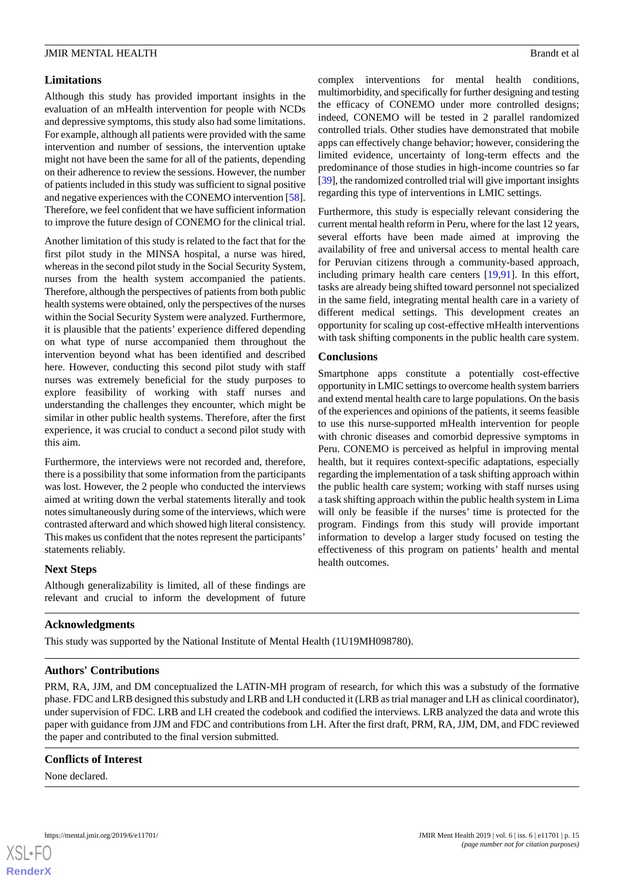### Limitations

Although this study has provided important insights in the evaluation of an mHealth intervention for people with NCDs and depressive symptoms, this study also had some limitations. For example, although all patients were provided with the same intervention and number of sessions, the intervention uptake might not have been the same for all of the patients, depending on their adherence to review the sessions. However, the number of patients included in this study was sufficient to signal positive and negative experiences with the CONEMO intervention [58]. Therefore, we feel confident that we have sufficient information to improve the future design of CONEMO for the clinical trial.

Another limitation of this study is related to the fact that for the first pilot study in the MINSA hospital, a nurse was hired, whereas in the second pilot study in the Social Security System, nurses from the health system accompanied the patients. Therefore, although the perspectives of patients from both public health systems were obtained, only the perspectives of the nurses within the Social Security System were analyzed. Furthermore, it is plausible that the patients' experience differed depending on what type of nurse accompanied them throughout the intervention beyond what has been identified and described here. However, conducting this second pilot study with staff nurses was extremely beneficial for the study purposes to explore feasibility of working with staff nurses and understanding the challenges they encounter, which might be similar in other public health systems. Therefore, after the first experience, it was crucial to conduct a second pilot study with this aim.

Furthermore, the interviews were not recorded and, therefore, there is a possibility that some information from the participants was lost. However, the 2 people who conducted the interviews aimed at writing down the verbal statements literally and took notes simultaneously during some of the interviews, which were contrasted afterward and which showed high literal consistency. This makes us confident that the notes represent the participants' statements reliably.

### Next Steps

Although generalizability is limited, all of these findings are relevant and crucial to inform the development of future complex interventions for mental health conditions, multimorbidity, and specifically for further designing and testing the efficacy of CONEMO under more controlled designs; indeed, CONEMO will be tested in 2 parallel randomized controlled trials. Other studies have demonstrated that mobile apps can effectively change behavior; however, considering the limited evidence, uncertainty of long-term effects and the predominance of those studies in high-income countries so far [39], the randomized controlled trial will give important insights regarding this type of interventions in LMIC settings.

Furthermore, this study is especially relevant considering the current mental health reform in Peru, where for the last 12 years, several efforts have been made aimed at improving the availability of free and universal access to mental health care for Peruvian citizens through a community-based approach, including primary health care centers [19,91]. In this effort, tasks are already being shifted toward personnel not specialized in the same field, integrating mental health care in a variety of different medical settings. This development creates an opportunity for scaling up cost-effective mHealth interventions with task shifting components in the public health care system.

### Conclusions

Smartphone apps constitute a potentially cost-effective opportunity in LMIC settings to overcome health system barriers and extend mental health care to large populations. On the basis of the experiences and opinions of the patients, it seems feasible to use this nurse-supported mHealth intervention for people with chronic diseases and comorbid depressive symptoms in Peru. CONEMO is perceived as helpful in improving mental health, but it requires context-specific adaptations, especially regarding the implementation of a task shifting approach within the public health care system; working with staff nurses using a task shifting approach within the public health system in Lima will only be feasible if the nurses' time is protected for the program. Findings from this study will provide important information to develop a larger study focused on testing the effectiveness of this program on patients' health and mental health outcomes.

## Acknowledgments

This study was supported by the National Institute of Mental Health (1U19MH098780).

## Authors' Contributions

PRM, RA, JJM, and DM conceptualized the LATIN-MH program of research, for which this was a substudy of the formative phase. FDC and LRB designed this substudy and LRB and LH conducted it (LRB as trial manager and LH as clinical coordinator), under supervision of FDC. LRB and LH created the codebook and codified the interviews. LRB analyzed the data and wrote this paper with guidance from JJM and FDC and contributions from LH. After the first draft, PRM, RA, JJM, DM, and FDC reviewed the paper and contributed to the final version submitted.

## Conflicts of Interest

None declared.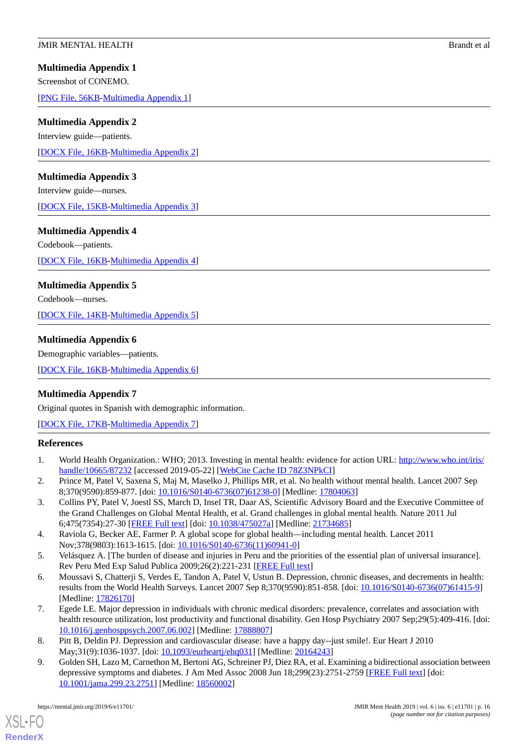## Multimedia Appendix 1

Screenshot of CONEMO.

[PNG File, 56KB-Multimedia Appendix 1]

## Multimedia Appendix 2

Interview guide—patients.

[DOCX File, 16KB-Multimedia Appendix 2]

## Multimedia Appendix 3

Interview guide—nurses.

[DOCX File, 15KB-Multimedia Appendix 3]

## Multimedia Appendix 4

Codebook—patients.

[DOCX File, 16KB-Multimedia Appendix 4]

## Multimedia Appendix 5

Codebook—nurses.

[DOCX File, 14KB-Multimedia Appendix 5]

## Multimedia Appendix 6

Demographic variables—patients.

[DOCX File, 16KB-Multimedia Appendix 6]

## Multimedia Appendix 7

Original quotes in Spanish with demographic information.

[DOCX File, 17KB-Multimedia Appendix 7]

## References

1. World Health Organization.: WHO; 2013. Investing in mental health: evidence for action URL: http://www.who.int/iris/handle/10665/87232 [accessed 2019-05-22] [WebCite Cache ID 78Z3NPkCI]
2. Prince M, Patel V, Saxena S, Maj M, Maselko J, Phillips MR, et al. No health without mental health. Lancet 2007 Sep 8;370(9590):859-877. [doi: 10.1016/S0140-6736(07)61238-0] [Medline: 17804063]
3. Collins PY, Patel V, Joestl SS, March D, Insel TR, Daar AS, Scientific Advisory Board and the Executive Committee of the Grand Challenges on Global Mental Health, et al. Grand challenges in global mental health. Nature 2011 Jul 6;475(7354):27-30 [FREE Full text] [doi: 10.1038/475027a] [Medline: 21734685]
4. Raviola G, Becker AE, Farmer P. A global scope for global health—including mental health. Lancet 2011 Nov;378(9803):1613-1615. [doi: 10.1016/S0140-6736(11)60941-0]
5. Velásquez A. [The burden of disease and injuries in Peru and the priorities of the essential plan of universal insurance]. Rev Peru Med Exp Salud Publica 2009;26(2):221-231 [FREE Full text]
6. Moussavi S, Chatterji S, Verdes E, Tandon A, Patel V, Ustun B. Depression, chronic diseases, and decrements in health: results from the World Health Surveys. Lancet 2007 Sep 8;370(9590):851-858. [doi: 10.1016/S0140-6736(07)61415-9] [Medline: 17826170]
7. Egede LE. Major depression in individuals with chronic medical disorders: prevalence, correlates and association with health resource utilization, lost productivity and functional disability. Gen Hosp Psychiatry 2007 Sep;29(5):409-416. [doi: 10.1016/j.genhosppsych.2007.06.002] [Medline: 17888807]
8. Pitt B, Deldin PJ. Depression and cardiovascular disease: have a happy day--just smile!. Eur Heart J 2010 May;31(9):1036-1037. [doi: 10.1093/eurheartj/ehq031] [Medline: 20164243]
9. Golden SH, Lazo M, Carnethon M, Bertoni AG, Schreiner PJ, Diez RA, et al. Examining a bidirectional association between depressive symptoms and diabetes. J Am Med Assoc 2008 Jun 18;299(23):2751-2759 [FREE Full text] [doi: 10.1001/jama.299.23.2751] [Medline: 18560002]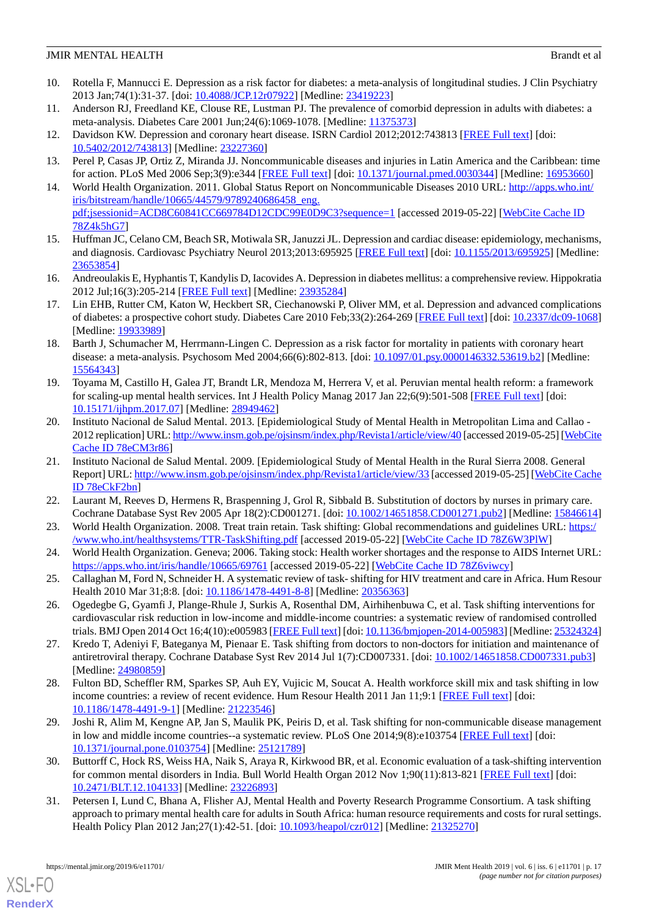10. Rotella F, Mannucci E. Depression as a risk factor for diabetes: a meta-analysis of longitudinal studies. J Clin Psychiatry 2013 Jan;74(1):31-37. [doi: 10.4088/JCP.12r07922] [Medline: 23419223]
11. Anderson RJ, Freedland KE, Clouse RE, Lustman PJ. The prevalence of comorbid depression in adults with diabetes: a meta-analysis. Diabetes Care 2001 Jun;24(6):1069-1078. [Medline: 11375373]
12. Davidson KW. Depression and coronary heart disease. ISRN Cardiol 2012;2012:743813 [FREE Full text] [doi: 10.5402/2012/743813] [Medline: 23227360]
13. Perel P, Casas JP, Ortiz Z, Miranda JJ. Noncommunicable diseases and injuries in Latin America and the Caribbean: time for action. PLoS Med 2006 Sep;3(9):e344 [FREE Full text] [doi: 10.1371/journal.pmed.0030344] [Medline: 16953660]
14. World Health Organization. 2011. Global Status Report on Noncommunicable Diseases 2010 URL: http://apps.who.int/iris/bitstream/handle/10665/44579/9789240686458_eng.pdf;jsessionid=ACD8C60841CC669784D12CDC99E0D9C3?sequence=1 [accessed 2019-05-22] [WebCite Cache ID 78Z4k5hG7]
15. Huffman JC, Celano CM, Beach SR, Motiwala SR, Januzzi JL. Depression and cardiac disease: epidemiology, mechanisms, and diagnosis. Cardiovasc Psychiatry Neurol 2013;2013:695925 [FREE Full text] [doi: 10.1155/2013/695925] [Medline: 23653854]
16. Andreoulakis E, Hyphantis T, Kandylis D, Iacovides A. Depression in diabetes mellitus: a comprehensive review. Hippokratia 2012 Jul;16(3):205-214 [FREE Full text] [Medline: 23935284]
17. Lin EHB, Rutter CM, Katon W, Heckbert SR, Ciechanowski P, Oliver MM, et al. Depression and advanced complications of diabetes: a prospective cohort study. Diabetes Care 2010 Feb;33(2):264-269 [FREE Full text] [doi: 10.2337/dc09-1068] [Medline: 19933989]
18. Barth J, Schumacher M, Herrmann-Lingen C. Depression as a risk factor for mortality in patients with coronary heart disease: a meta-analysis. Psychosom Med 2004;66(6):802-813. [doi: 10.1097/01.psy.0000146332.53619.b2] [Medline: 15564343]
19. Toyama M, Castillo H, Galea JT, Brandt LR, Mendoza M, Herrera V, et al. Peruvian mental health reform: a framework for scaling-up mental health services. Int J Health Policy Manag 2017 Jan 22;6(9):501-508 [FREE Full text] [doi: 10.15171/ijhpm.2017.07] [Medline: 28949462]
20. Instituto Nacional de Salud Mental. 2013. [Epidemiological Study of Mental Health in Metropolitan Lima and Callao - 2012 replication] URL: http://www.insm.gob.pe/ojsinsm/index.php/Revista1/article/view/40 [accessed 2019-05-25] [WebCite Cache ID 78eCM3r86]
21. Instituto Nacional de Salud Mental. 2009. [Epidemiological Study of Mental Health in the Rural Sierra 2008. General Report] URL: http://www.insm.gob.pe/ojsinsm/index.php/Revista1/article/view/33 [accessed 2019-05-25] [WebCite Cache ID 78eCkF2bn]
22. Laurant M, Reeves D, Hermens R, Braspenning J, Grol R, Sibbald B. Substitution of doctors by nurses in primary care. Cochrane Database Syst Rev 2005 Apr 18(2):CD001271. [doi: 10.1002/14651858.CD001271.pub2] [Medline: 15846614]
23. World Health Organization. 2008. Treat train retain. Task shifting: Global recommendations and guidelines URL: https://www.who.int/healthsystems/TTR-TaskShifting.pdf [accessed 2019-05-22] [WebCite Cache ID 78Z6W3PlW]
24. World Health Organization. Geneva; 2006. Taking stock: Health worker shortages and the response to AIDS Internet URL: https://apps.who.int/iris/handle/10665/69761 [accessed 2019-05-22] [WebCite Cache ID 78Z6viwcy]
25. Callaghan M, Ford N, Schneider H. A systematic review of task- shifting for HIV treatment and care in Africa. Hum Resour Health 2010 Mar 31;8:8. [doi: 10.1186/1478-4491-8-8] [Medline: 20356363]
26. Ogedegbe G, Gyamfi J, Plange-Rhule J, Surkis A, Rosenthal DM, Airhihenbuwa C, et al. Task shifting interventions for cardiovascular risk reduction in low-income and middle-income countries: a systematic review of randomised controlled trials. BMJ Open 2014 Oct 16;4(10):e005983 [FREE Full text] [doi: 10.1136/bmjopen-2014-005983] [Medline: 25324324]
27. Kredo T, Adeniyi F, Bateganya M, Pienaar E. Task shifting from doctors to non-doctors for initiation and maintenance of antiretroviral therapy. Cochrane Database Syst Rev 2014 Jul 1(7):CD007331. [doi: 10.1002/14651858.CD007331.pub3] [Medline: 24980859]
28. Fulton BD, Scheffler RM, Sparkes SP, Auh EY, Vujicic M, Soucat A. Health workforce skill mix and task shifting in low income countries: a review of recent evidence. Hum Resour Health 2011 Jan 11;9:1 [FREE Full text] [doi: 10.1186/1478-4491-9-1] [Medline: 21223546]
29. Joshi R, Alim M, Kengne AP, Jan S, Maulik PK, Peiris D, et al. Task shifting for non-communicable disease management in low and middle income countries--a systematic review. PLoS One 2014;9(8):e103754 [FREE Full text] [doi: 10.1371/journal.pone.0103754] [Medline: 25121789]
30. Buttorff C, Hock RS, Weiss HA, Naik S, Araya R, Kirkwood BR, et al. Economic evaluation of a task-shifting intervention for common mental disorders in India. Bull World Health Organ 2012 Nov 1;90(11):813-821 [FREE Full text] [doi: 10.2471/BLT.12.104133] [Medline: 23226893]
31. Petersen I, Lund C, Bhana A, Flisher AJ, Mental Health and Poverty Research Programme Consortium. A task shifting approach to primary mental health care for adults in South Africa: human resource requirements and costs for rural settings. Health Policy Plan 2012 Jan;27(1):42-51. [doi: 10.1093/heapol/czr012] [Medline: 21325270]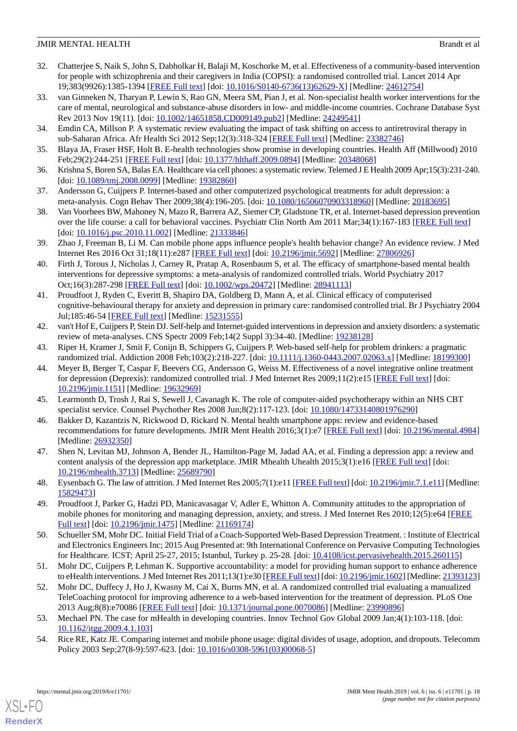32. Chatterjee S, Naik S, John S, Dabholkar H, Balaji M, Koschorke M, et al. Effectiveness of a community-based intervention for people with schizophrenia and their caregivers in India (COPSI): a randomised controlled trial. Lancet 2014 Apr 19;383(9926):1385-1394 [FREE Full text] [doi: 10.1016/S0140-6736(13)62629-X] [Medline: 24612754]
33. van Ginneken N, Tharyan P, Lewin S, Rao GN, Meera SM, Pian J, et al. Non-specialist health worker interventions for the care of mental, neurological and substance-abuse disorders in low- and middle-income countries. Cochrane Database Syst Rev 2013 Nov 19(11). [doi: 10.1002/14651858.CD009149.pub2] [Medline: 24249541]
34. Emdin CA, Millson P. A systematic review evaluating the impact of task shifting on access to antiretroviral therapy in sub-Saharan Africa. Afr Health Sci 2012 Sep;12(3):318-324 [FREE Full text] [Medline: 23382746]
35. Blaya JA, Fraser HSF, Holt B. E-health technologies show promise in developing countries. Health Aff (Millwood) 2010 Feb;29(2):244-251 [FREE Full text] [doi: 10.1377/hlthaff.2009.0894] [Medline: 20348068]
36. Krishna S, Boren SA, Balas EA. Healthcare via cell phones: a systematic review. Telemed J E Health 2009 Apr;15(3):231-240. [doi: 10.1089/tmj.2008.0099] [Medline: 19382860]
37. Andersson G, Cuijpers P. Internet-based and other computerized psychological treatments for adult depression: a meta-analysis. Cogn Behav Ther 2009;38(4):196-205. [doi: 10.1080/16506070903318960] [Medline: 20183695]
38. Van Voorhees BW, Mahoney N, Mazo R, Barrera AZ, Siemer CP, Gladstone TR, et al. Internet-based depression prevention over the life course: a call for behavioral vaccines. Psychiatr Clin North Am 2011 Mar;34(1):167-183 [FREE Full text] [doi: 10.1016/j.psc.2010.11.002] [Medline: 21333846]
39. Zhao J, Freeman B, Li M. Can mobile phone apps influence people's health behavior change? An evidence review. J Med Internet Res 2016 Oct 31;18(11):e287 [FREE Full text] [doi: 10.2196/jmir.5692] [Medline: 27806926]
40. Firth J, Torous J, Nicholas J, Carney R, Pratap A, Rosenbaum S, et al. The efficacy of smartphone-based mental health interventions for depressive symptoms: a meta-analysis of randomized controlled trials. World Psychiatry 2017 Oct;16(3):287-298 [FREE Full text] [doi: 10.1002/wps.20472] [Medline: 28941113]
41. Proudfoot J, Ryden C, Everitt B, Shapiro DA, Goldberg D, Mann A, et al. Clinical efficacy of computerised cognitive-behavioural therapy for anxiety and depression in primary care: randomised controlled trial. Br J Psychiatry 2004 Jul;185:46-54 [FREE Full text] [Medline: 15231555]
42. van't Hof E, Cuijpers P, Stein DJ. Self-help and Internet-guided interventions in depression and anxiety disorders: a systematic review of meta-analyses. CNS Spectr 2009 Feb;14(2 Suppl 3):34-40. [Medline: 19238128]
43. Riper H, Kramer J, Smit F, Conijn B, Schippers G, Cuijpers P. Web-based self-help for problem drinkers: a pragmatic randomized trial. Addiction 2008 Feb;103(2):218-227. [doi: 10.1111/j.1360-0443.2007.02063.x] [Medline: 18199300]
44. Meyer B, Berger T, Caspar F, Beevers CG, Andersson G, Weiss M. Effectiveness of a novel integrative online treatment for depression (Deprexis): randomized controlled trial. J Med Internet Res 2009;11(2):e15 [FREE Full text] [doi: 10.2196/jmir.1151] [Medline: 19632969]
45. Learmonth D, Trosh J, Rai S, Sewell J, Cavanagh K. The role of computer-aided psychotherapy within an NHS CBT specialist service. Counsel Psychother Res 2008 Jun;8(2):117-123. [doi: 10.1080/14733140801976290]
46. Bakker D, Kazantzis N, Rickwood D, Rickard N. Mental health smartphone apps: review and evidence-based recommendations for future developments. JMIR Ment Health 2016;3(1):e7 [FREE Full text] [doi: 10.2196/mental.4984] [Medline: 26932350]
47. Shen N, Levitan MJ, Johnson A, Bender JL, Hamilton-Page M, Jadad AA, et al. Finding a depression app: a review and content analysis of the depression app marketplace. JMIR Mhealth Uhealth 2015;3(1):e16 [FREE Full text] [doi: 10.2196/mhealth.3713] [Medline: 25689790]
48. Eysenbach G. The law of attrition. J Med Internet Res 2005;7(1):e11 [FREE Full text] [doi: 10.2196/jmir.7.1.e11] [Medline: 15829473]
49. Proudfoot J, Parker G, Hadzi PD, Manicavasagar V, Adler E, Whitton A. Community attitudes to the appropriation of mobile phones for monitoring and managing depression, anxiety, and stress. J Med Internet Res 2010;12(5):e64 [FREE Full text] [doi: 10.2196/jmir.1475] [Medline: 21169174]
50. Schueller SM, Mohr DC. Initial Field Trial of a Coach-Supported Web-Based Depression Treatment. : Institute of Electrical and Electronics Engineers Inc; 2015 Aug Presented at: 9th International Conference on Pervasive Computing Technologies for Healthcare. ICST; April 25-27, 2015; Istanbul, Turkey p. 25-28. [doi: 10.4108/icst.pervasivehealth.2015.260115]
51. Mohr DC, Cuijpers P, Lehman K. Supportive accountability: a model for providing human support to enhance adherence to eHealth interventions. J Med Internet Res 2011;13(1):e30 [FREE Full text] [doi: 10.2196/jmir.1602] [Medline: 21393123]
52. Mohr DC, Duffecy J, Ho J, Kwasny M, Cai X, Burns MN, et al. A randomized controlled trial evaluating a manualized TeleCoaching protocol for improving adherence to a web-based intervention for the treatment of depression. PLoS One 2013 Aug;8(8):e70086 [FREE Full text] [doi: 10.1371/journal.pone.0070086] [Medline: 23990896]
53. Mechael PN. The case for mHealth in developing countries. Innov Technol Gov Global 2009 Jan;4(1):103-118. [doi: 10.1162/itgg.2009.4.1.103]
54. Rice RE, Katz JE. Comparing internet and mobile phone usage: digital divides of usage, adoption, and dropouts. Telecomm Policy 2003 Sep;27(8-9):597-623. [doi: 10.1016/s0308-5961(03)00068-5]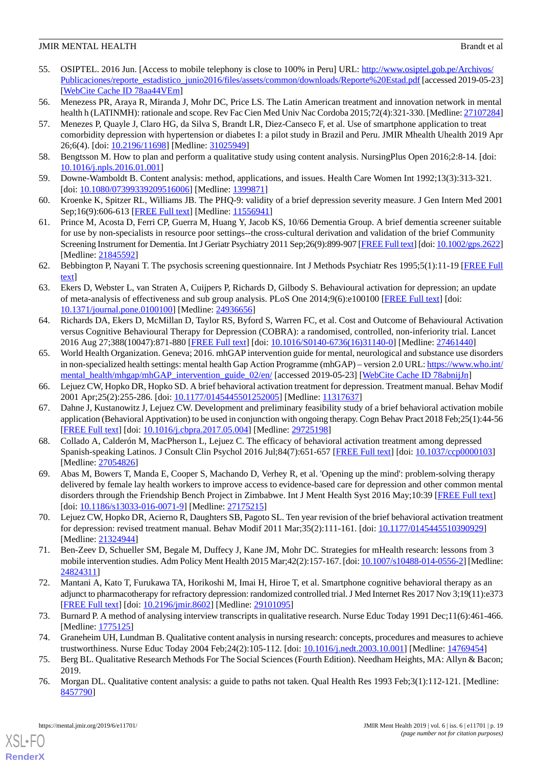55. OSIPTEL. 2016 Jun. [Access to mobile telephony is close to 100% in Peru] URL: http://www.osiptel.gob.pe/Archivos/Publicaciones/reporte_estadistico_junio2016/files/assets/common/downloads/Reporte%20Estad.pdf [accessed 2019-05-23] [WebCite Cache ID 78aa44VEm]
56. Menezess PR, Araya R, Miranda J, Mohr DC, Price LS. The Latin American treatment and innovation network in mental health h (LATINMH): rationale and scope. Rev Fac Cien Med Univ Nac Cordoba 2015;72(4):321-330. [Medline: 27107284]
57. Menezes P, Quayle J, Claro HG, da Silva S, Brandt LR, Diez-Canseco F, et al. Use of smartphone application to treat comorbidity depression with hypertension or diabetes I: a pilot study in Brazil and Peru. JMIR Mhealth Uhealth 2019 Apr 26;6(4). [doi: 10.2196/11698] [Medline: 31025949]
58. Bengtsson M. How to plan and perform a qualitative study using content analysis. NursingPlus Open 2016;2:8-14. [doi: 10.1016/j.npls.2016.01.001]
59. Downe-Wamboldt B. Content analysis: method, applications, and issues. Health Care Women Int 1992;13(3):313-321. [doi: 10.1080/07399339209516006] [Medline: 1399871]
60. Kroenke K, Spitzer RL, Williams JB. The PHQ-9: validity of a brief depression severity measure. J Gen Intern Med 2001 Sep;16(9):606-613 [FREE Full text] [Medline: 11556941]
61. Prince M, Acosta D, Ferri CP, Guerra M, Huang Y, Jacob KS, 10/66 Dementia Group. A brief dementia screener suitable for use by non-specialists in resource poor settings--the cross-cultural derivation and validation of the brief Community Screening Instrument for Dementia. Int J Geriatr Psychiatry 2011 Sep;26(9):899-907 [FREE Full text] [doi: 10.1002/gps.2622] [Medline: 21845592]
62. Bebbington P, Nayani T. The psychosis screening questionnaire. Int J Methods Psychiatr Res 1995;5(1):11-19 [FREE Full text]
63. Ekers D, Webster L, van Straten A, Cuijpers P, Richards D, Gilbody S. Behavioural activation for depression; an update of meta-analysis of effectiveness and sub group analysis. PLoS One 2014;9(6):e100100 [FREE Full text] [doi: 10.1371/journal.pone.0100100] [Medline: 24936656]
64. Richards DA, Ekers D, McMillan D, Taylor RS, Byford S, Warren FC, et al. Cost and Outcome of Behavioural Activation versus Cognitive Behavioural Therapy for Depression (COBRA): a randomised, controlled, non-inferiority trial. Lancet 2016 Aug 27;388(10047):871-880 [FREE Full text] [doi: 10.1016/S0140-6736(16)31140-0] [Medline: 27461440]
65. World Health Organization. Geneva; 2016. mhGAP intervention guide for mental, neurological and substance use disorders in non-specialized health settings: mental health Gap Action Programme (mhGAP) – version 2.0 URL: https://www.who.int/mental_health/mhgap/mhGAP_intervention_guide_02/en/ [accessed 2019-05-23] [WebCite Cache ID 78abnijJn]
66. Lejuez CW, Hopko DR, Hopko SD. A brief behavioral activation treatment for depression. Treatment manual. Behav Modif 2001 Apr;25(2):255-286. [doi: 10.1177/0145445501252005] [Medline: 11317637]
67. Dahne J, Kustanowitz J, Lejuez CW. Development and preliminary feasibility study of a brief behavioral activation mobile application (Behavioral Apptivation) to be used in conjunction with ongoing therapy. Cogn Behav Pract 2018 Feb;25(1):44-56 [FREE Full text] [doi: 10.1016/j.cbpra.2017.05.004] [Medline: 29725198]
68. Collado A, Calderón M, MacPherson L, Lejuez C. The efficacy of behavioral activation treatment among depressed Spanish-speaking Latinos. J Consult Clin Psychol 2016 Jul;84(7):651-657 [FREE Full text] [doi: 10.1037/ccp0000103] [Medline: 27054826]
69. Abas M, Bowers T, Manda E, Cooper S, Machando D, Verhey R, et al. 'Opening up the mind': problem-solving therapy delivered by female lay health workers to improve access to evidence-based care for depression and other common mental disorders through the Friendship Bench Project in Zimbabwe. Int J Ment Health Syst 2016 May;10:39 [FREE Full text] [doi: 10.1186/s13033-016-0071-9] [Medline: 27175215]
70. Lejuez CW, Hopko DR, Acierno R, Daughters SB, Pagoto SL. Ten year revision of the brief behavioral activation treatment for depression: revised treatment manual. Behav Modif 2011 Mar;35(2):111-161. [doi: 10.1177/0145445510390929] [Medline: 21324944]
71. Ben-Zeev D, Schueller SM, Begale M, Duffecy J, Kane JM, Mohr DC. Strategies for mHealth research: lessons from 3 mobile intervention studies. Adm Policy Ment Health 2015 Mar;42(2):157-167. [doi: 10.1007/s10488-014-0556-2] [Medline: 24824311]
72. Mantani A, Kato T, Furukawa TA, Horikoshi M, Imai H, Hiroe T, et al. Smartphone cognitive behavioral therapy as an adjunct to pharmacotherapy for refractory depression: randomized controlled trial. J Med Internet Res 2017 Nov 3;19(11):e373 [FREE Full text] [doi: 10.2196/jmir.8602] [Medline: 29101095]
73. Burnard P. A method of analysing interview transcripts in qualitative research. Nurse Educ Today 1991 Dec;11(6):461-466. [Medline: 1775125]
74. Graneheim UH, Lundman B. Qualitative content analysis in nursing research: concepts, procedures and measures to achieve trustworthiness. Nurse Educ Today 2004 Feb;24(2):105-112. [doi: 10.1016/j.nedt.2003.10.001] [Medline: 14769454]
75. Berg BL. Qualitative Research Methods For The Social Sciences (Fourth Edition). Needham Heights, MA: Allyn & Bacon; 2019.
76. Morgan DL. Qualitative content analysis: a guide to paths not taken. Qual Health Res 1993 Feb;3(1):112-121. [Medline: 8457790]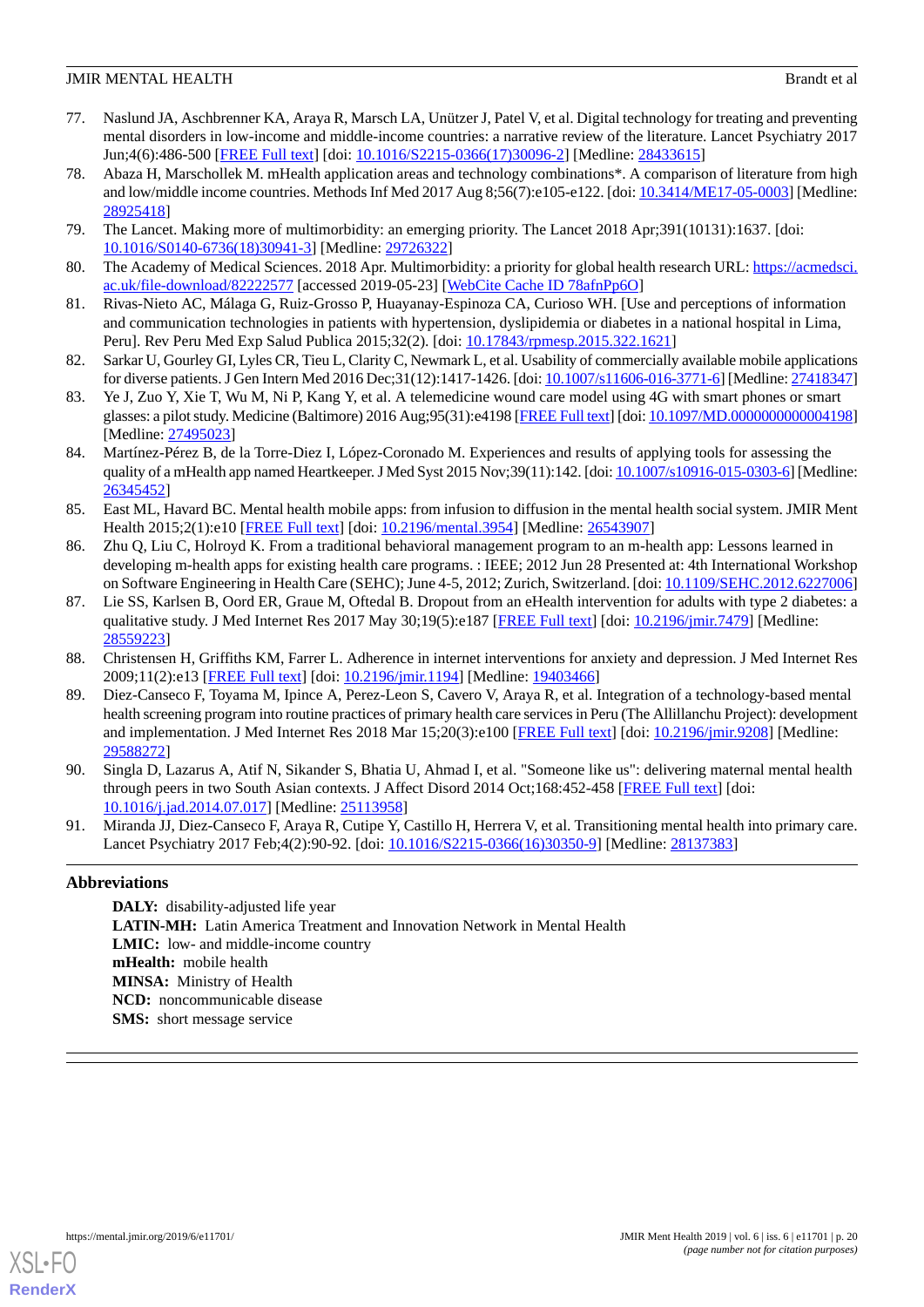77. Naslund JA, Aschbrenner KA, Araya R, Marsch LA, Unützer J, Patel V, et al. Digital technology for treating and preventing mental disorders in low-income and middle-income countries: a narrative review of the literature. Lancet Psychiatry 2017 Jun;4(6):486-500 [FREE Full text] [doi: 10.1016/S2215-0366(17)30096-2] [Medline: 28433615]
78. Abaza H, Marschollek M. mHealth application areas and technology combinations*. A comparison of literature from high and low/middle income countries. Methods Inf Med 2017 Aug 8;56(7):e105-e122. [doi: 10.3414/ME17-05-0003] [Medline: 28925418]
79. The Lancet. Making more of multimorbidity: an emerging priority. The Lancet 2018 Apr;391(10131):1637. [doi: 10.1016/S0140-6736(18)30941-3] [Medline: 29726322]
80. The Academy of Medical Sciences. 2018 Apr. Multimorbidity: a priority for global health research URL: https://acmedsci.ac.uk/file-download/82222577 [accessed 2019-05-23] [WebCite Cache ID 78afnPp6O]
81. Rivas-Nieto AC, Málaga G, Ruiz-Grosso P, Huayanay-Espinoza CA, Curioso WH. [Use and perceptions of information and communication technologies in patients with hypertension, dyslipidemia or diabetes in a national hospital in Lima, Peru]. Rev Peru Med Exp Salud Publica 2015;32(2). [doi: 10.17843/rpmesp.2015.322.1621]
82. Sarkar U, Gourley GI, Lyles CR, Tieu L, Clarity C, Newmark L, et al. Usability of commercially available mobile applications for diverse patients. J Gen Intern Med 2016 Dec;31(12):1417-1426. [doi: 10.1007/s11606-016-3771-6] [Medline: 27418347]
83. Ye J, Zuo Y, Xie T, Wu M, Ni P, Kang Y, et al. A telemedicine wound care model using 4G with smart phones or smart glasses: a pilot study. Medicine (Baltimore) 2016 Aug;95(31):e4198 [FREE Full text] [doi: 10.1097/MD.0000000000004198] [Medline: 27495023]
84. Martínez-Pérez B, de la Torre-Diez I, López-Coronado M. Experiences and results of applying tools for assessing the quality of a mHealth app named Heartkeeper. J Med Syst 2015 Nov;39(11):142. [doi: 10.1007/s10916-015-0303-6] [Medline: 26345452]
85. East ML, Havard BC. Mental health mobile apps: from infusion to diffusion in the mental health social system. JMIR Ment Health 2015;2(1):e10 [FREE Full text] [doi: 10.2196/mental.3954] [Medline: 26543907]
86. Zhu Q, Liu C, Holroyd K. From a traditional behavioral management program to an m-health app: Lessons learned in developing m-health apps for existing health care programs. : IEEE; 2012 Jun 28 Presented at: 4th International Workshop on Software Engineering in Health Care (SEHC); June 4-5, 2012; Zurich, Switzerland. [doi: 10.1109/SEHC.2012.6227006]
87. Lie SS, Karlsen B, Oord ER, Graue M, Oftedal B. Dropout from an eHealth intervention for adults with type 2 diabetes: a qualitative study. J Med Internet Res 2017 May 30;19(5):e187 [FREE Full text] [doi: 10.2196/jmir.7479] [Medline: 28559223]
88. Christensen H, Griffiths KM, Farrer L. Adherence in internet interventions for anxiety and depression. J Med Internet Res 2009;11(2):e13 [FREE Full text] [doi: 10.2196/jmir.1194] [Medline: 19403466]
89. Diez-Canseco F, Toyama M, Ipince A, Perez-Leon S, Cavero V, Araya R, et al. Integration of a technology-based mental health screening program into routine practices of primary health care services in Peru (The Allillanchu Project): development and implementation. J Med Internet Res 2018 Mar 15;20(3):e100 [FREE Full text] [doi: 10.2196/jmir.9208] [Medline: 29588272]
90. Singla D, Lazarus A, Atif N, Sikander S, Bhatia U, Ahmad I, et al. "Someone like us": delivering maternal mental health through peers in two South Asian contexts. J Affect Disord 2014 Oct;168:452-458 [FREE Full text] [doi: 10.1016/j.jad.2014.07.017] [Medline: 25113958]
91. Miranda JJ, Diez-Canseco F, Araya R, Cutipe Y, Castillo H, Herrera V, et al. Transitioning mental health into primary care. Lancet Psychiatry 2017 Feb;4(2):90-92. [doi: 10.1016/S2215-0366(16)30350-9] [Medline: 28137383]

## Abbreviations

**DALY:** disability-adjusted life year
**LATIN-MH:** Latin America Treatment and Innovation Network in Mental Health
**LMIC:** low- and middle-income country
**mHealth:** mobile health
**MINSA:** Ministry of Health
**NCD:** noncommunicable disease
**SMS:** short message service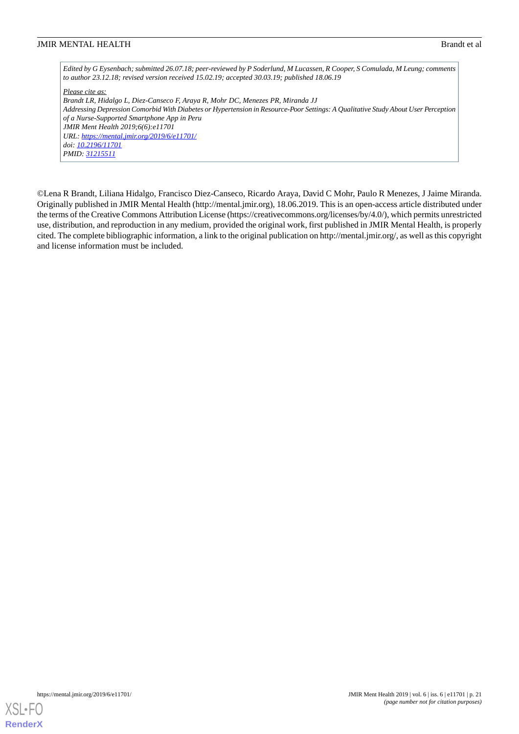*Edited by G Eysenbach; submitted 26.07.18; peer-reviewed by P Soderlund, M Lucassen, R Cooper, S Comulada, M Leung; comments to author 23.12.18; revised version received 15.02.19; accepted 30.03.19; published 18.06.19*

*Please cite as:*
*Brandt LR, Hidalgo L, Diez-Canseco F, Araya R, Mohr DC, Menezes PR, Miranda JJ*
*Addressing Depression Comorbid With Diabetes or Hypertension in Resource-Poor Settings: A Qualitative Study About User Perception of a Nurse-Supported Smartphone App in Peru*
*JMIR Ment Health 2019;6(6):e11701*
*URL: https://mental.jmir.org/2019/6/e11701/*
*doi: 10.2196/11701*
*PMID: 31215511*

©Lena R Brandt, Liliana Hidalgo, Francisco Diez-Canseco, Ricardo Araya, David C Mohr, Paulo R Menezes, J Jaime Miranda. Originally published in JMIR Mental Health (http://mental.jmir.org), 18.06.2019. This is an open-access article distributed under the terms of the Creative Commons Attribution License (https://creativecommons.org/licenses/by/4.0/), which permits unrestricted use, distribution, and reproduction in any medium, provided the original work, first published in JMIR Mental Health, is properly cited. The complete bibliographic information, a link to the original publication on http://mental.jmir.org/, as well as this copyright and license information must be included.